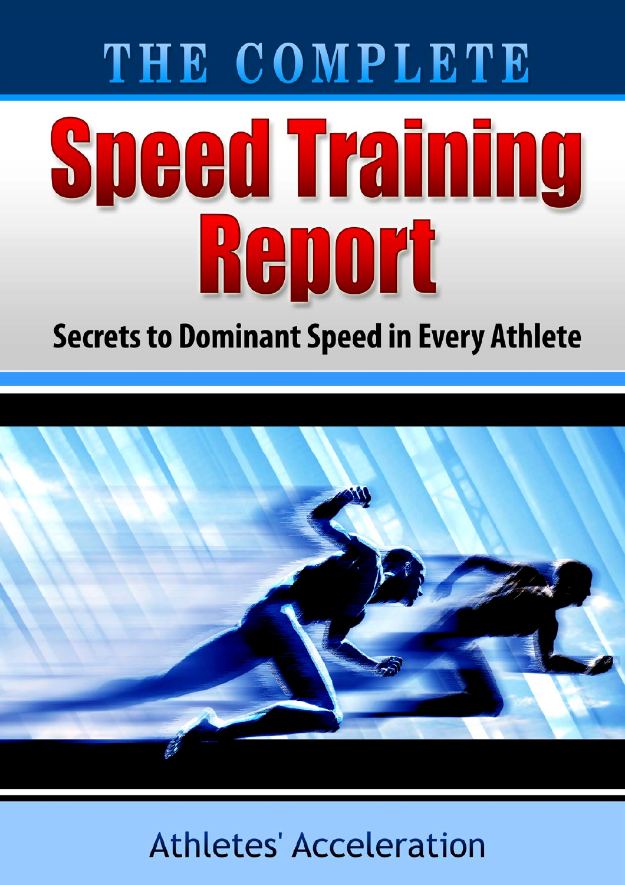THE COMPLETE

# Speed Training Report

## Secrets to Dominant Speed in Every Athlete

Athletes' Acceleration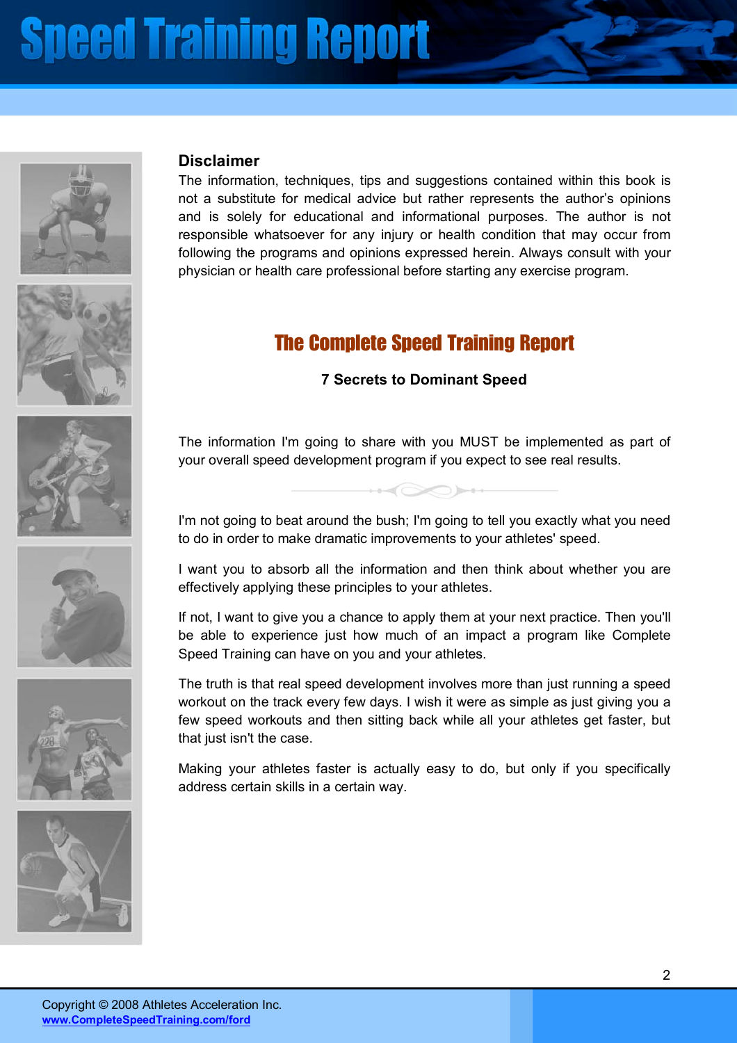## Disclaimer

The information, techniques, tips and suggestions contained within this book is not a substitute for medical advice but rather represents the author's opinions and is solely for educational and informational purposes. The author is not responsible whatsoever for any injury or health condition that may occur from following the programs and opinions expressed herein. Always consult with your physician or health care professional before starting any exercise program.

# The Complete Speed Training Report

**7 Secrets to Dominant Speed**

The information I'm going to share with you MUST be implemented as part of your overall speed development program if you expect to see real results.

I'm not going to beat around the bush; I'm going to tell you exactly what you need to do in order to make dramatic improvements to your athletes' speed.

I want you to absorb all the information and then think about whether you are effectively applying these principles to your athletes.

If not, I want to give you a chance to apply them at your next practice. Then you'll be able to experience just how much of an impact a program like Complete Speed Training can have on you and your athletes.

The truth is that real speed development involves more than just running a speed workout on the track every few days. I wish it were as simple as just giving you a few speed workouts and then sitting back while all your athletes get faster, but that just isn't the case.

Making your athletes faster is actually easy to do, but only if you specifically address certain skills in a certain way.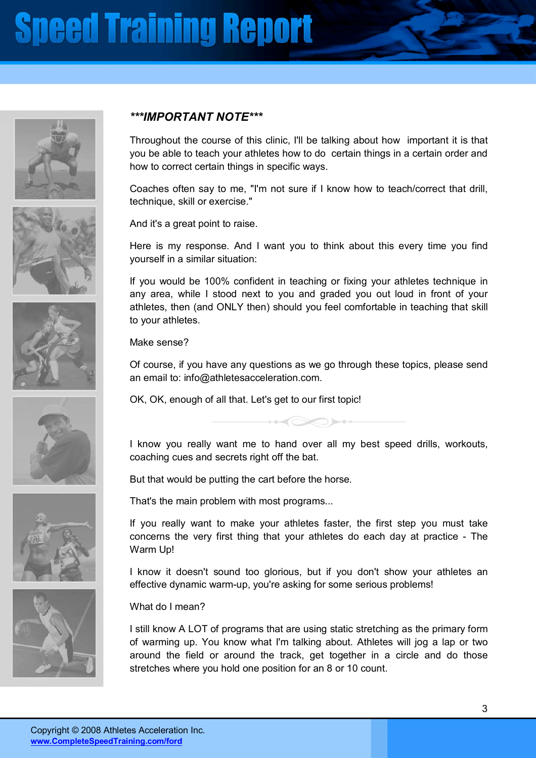***IMPORTANT NOTE***

Throughout the course of this clinic, I'll be talking about how important it is that you be able to teach your athletes how to do certain things in a certain order and how to correct certain things in specific ways.

Coaches often say to me, "I'm not sure if I know how to teach/correct that drill, technique, skill or exercise."

And it's a great point to raise.

Here is my response. And I want you to think about this every time you find yourself in a similar situation:

If you would be 100% confident in teaching or fixing your athletes technique in any area, while I stood next to you and graded you out loud in front of your athletes, then (and ONLY then) should you feel comfortable in teaching that skill to your athletes.

Make sense?

Of course, if you have any questions as we go through these topics, please send an email to: info@athletesacceleration.com.

OK, OK, enough of all that. Let's get to our first topic!

I know you really want me to hand over all my best speed drills, workouts, coaching cues and secrets right off the bat.

But that would be putting the cart before the horse.

That's the main problem with most programs...

If you really want to make your athletes faster, the first step you must take concerns the very first thing that your athletes do each day at practice - The Warm Up!

I know it doesn't sound too glorious, but if you don't show your athletes an effective dynamic warm-up, you're asking for some serious problems!

What do I mean?

I still know A LOT of programs that are using static stretching as the primary form of warming up. You know what I'm talking about. Athletes will jog a lap or two around the field or around the track, get together in a circle and do those stretches where you hold one position for an 8 or 10 count.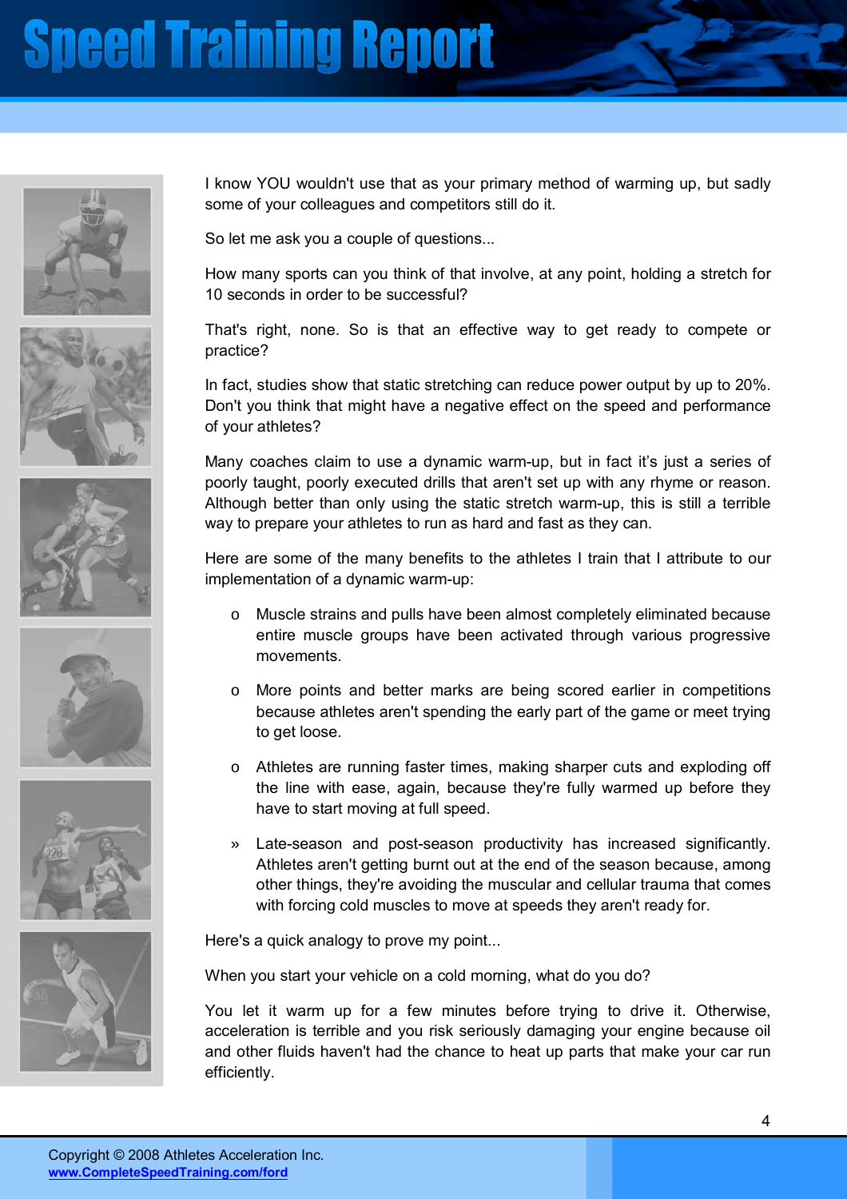I know YOU wouldn't use that as your primary method of warming up, but sadly some of your colleagues and competitors still do it.

So let me ask you a couple of questions...

How many sports can you think of that involve, at any point, holding a stretch for 10 seconds in order to be successful?

That's right, none. So is that an effective way to get ready to compete or practice?

In fact, studies show that static stretching can reduce power output by up to 20%. Don't you think that might have a negative effect on the speed and performance of your athletes?

Many coaches claim to use a dynamic warm-up, but in fact it's just a series of poorly taught, poorly executed drills that aren't set up with any rhyme or reason. Although better than only using the static stretch warm-up, this is still a terrible way to prepare your athletes to run as hard and fast as they can.

Here are some of the many benefits to the athletes I train that I attribute to our implementation of a dynamic warm-up:

- Muscle strains and pulls have been almost completely eliminated because entire muscle groups have been activated through various progressive movements.
- More points and better marks are being scored earlier in competitions because athletes aren't spending the early part of the game or meet trying to get loose.
- Athletes are running faster times, making sharper cuts and exploding off the line with ease, again, because they're fully warmed up before they have to start moving at full speed.
- Late-season and post-season productivity has increased significantly. Athletes aren't getting burnt out at the end of the season because, among other things, they're avoiding the muscular and cellular trauma that comes with forcing cold muscles to move at speeds they aren't ready for.

Here's a quick analogy to prove my point...

When you start your vehicle on a cold morning, what do you do?

You let it warm up for a few minutes before trying to drive it. Otherwise, acceleration is terrible and you risk seriously damaging your engine because oil and other fluids haven't had the chance to heat up parts that make your car run efficiently.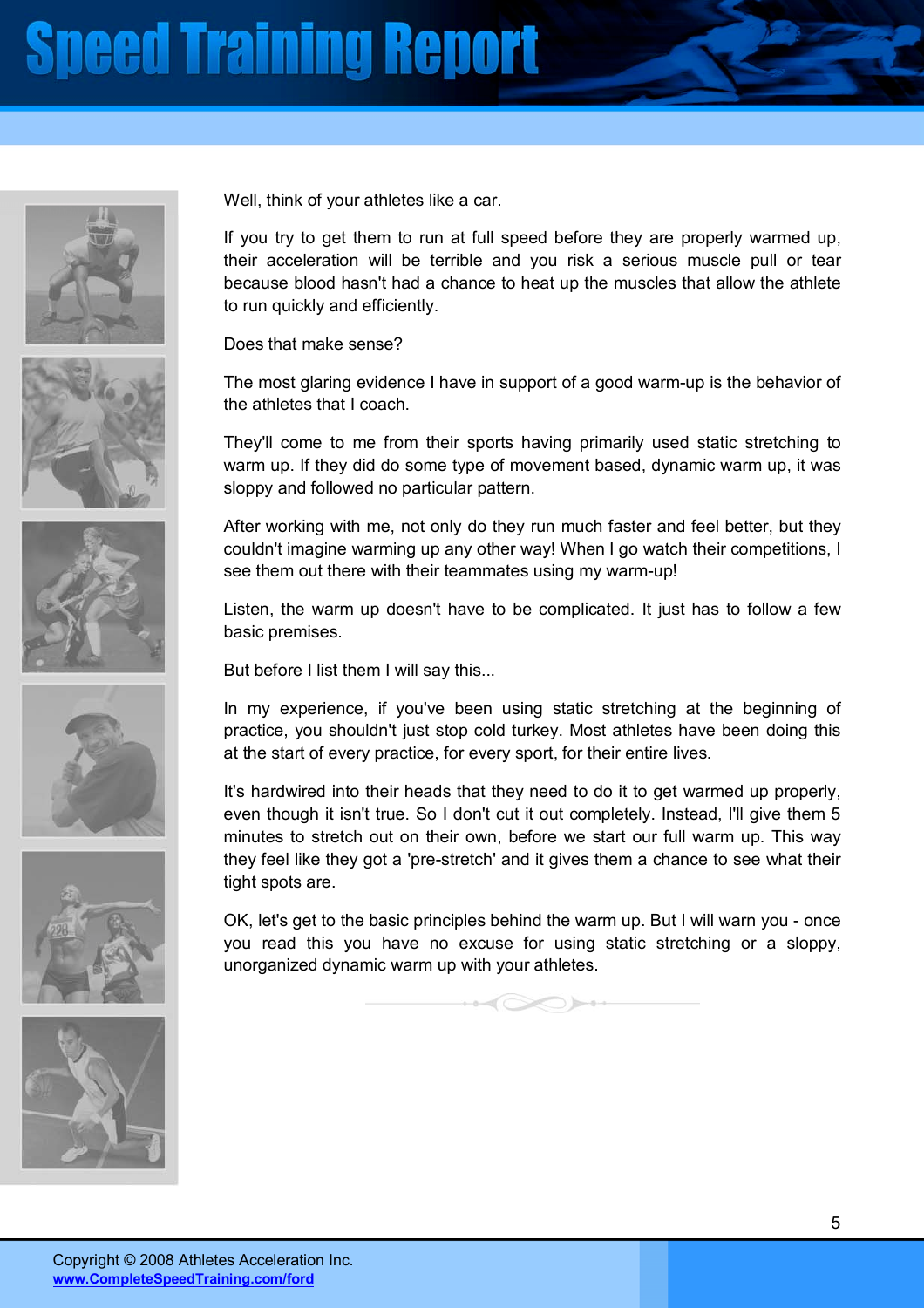Well, think of your athletes like a car.

If you try to get them to run at full speed before they are properly warmed up, their acceleration will be terrible and you risk a serious muscle pull or tear because blood hasn't had a chance to heat up the muscles that allow the athlete to run quickly and efficiently.

Does that make sense?

The most glaring evidence I have in support of a good warm-up is the behavior of the athletes that I coach.

They'll come to me from their sports having primarily used static stretching to warm up. If they did do some type of movement based, dynamic warm up, it was sloppy and followed no particular pattern.

After working with me, not only do they run much faster and feel better, but they couldn't imagine warming up any other way! When I go watch their competitions, I see them out there with their teammates using my warm-up!

Listen, the warm up doesn't have to be complicated. It just has to follow a few basic premises.

But before I list them I will say this...

In my experience, if you've been using static stretching at the beginning of practice, you shouldn't just stop cold turkey. Most athletes have been doing this at the start of every practice, for every sport, for their entire lives.

It's hardwired into their heads that they need to do it to get warmed up properly, even though it isn't true. So I don't cut it out completely. Instead, I'll give them 5 minutes to stretch out on their own, before we start our full warm up. This way they feel like they got a 'pre-stretch' and it gives them a chance to see what their tight spots are.

OK, let's get to the basic principles behind the warm up. But I will warn you - once you read this you have no excuse for using static stretching or a sloppy, unorganized dynamic warm up with your athletes.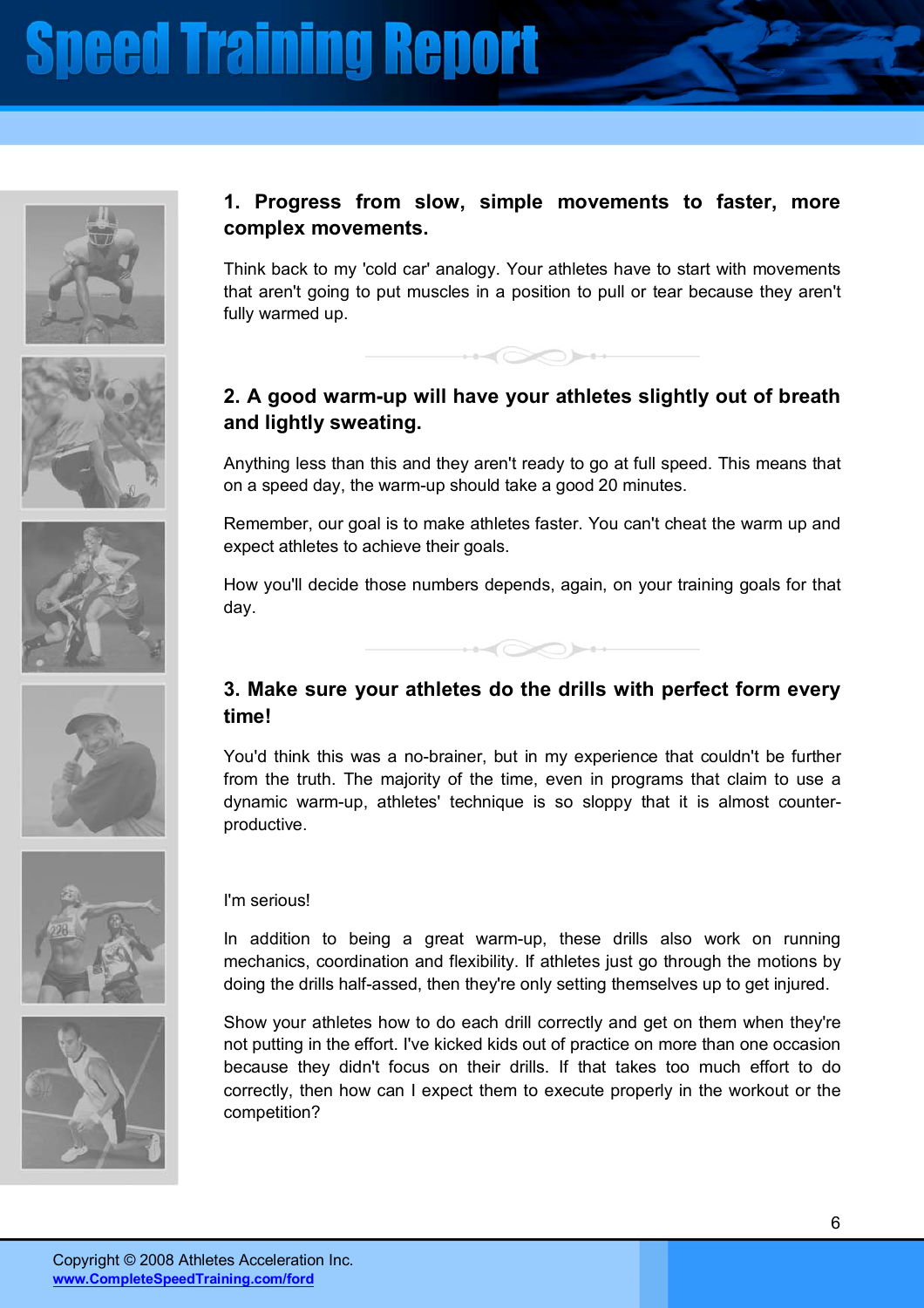### 1. Progress from slow, simple movements to faster, more complex movements.

Think back to my 'cold car' analogy. Your athletes have to start with movements that aren't going to put muscles in a position to pull or tear because they aren't fully warmed up.

### 2. A good warm-up will have your athletes slightly out of breath and lightly sweating.

Anything less than this and they aren't ready to go at full speed. This means that on a speed day, the warm-up should take a good 20 minutes.

Remember, our goal is to make athletes faster. You can't cheat the warm up and expect athletes to achieve their goals.

How you'll decide those numbers depends, again, on your training goals for that day.

### 3. Make sure your athletes do the drills with perfect form every time!

You'd think this was a no-brainer, but in my experience that couldn't be further from the truth. The majority of the time, even in programs that claim to use a dynamic warm-up, athletes' technique is so sloppy that it is almost counter-productive.

I'm serious!

In addition to being a great warm-up, these drills also work on running mechanics, coordination and flexibility. If athletes just go through the motions by doing the drills half-assed, then they're only setting themselves up to get injured.

Show your athletes how to do each drill correctly and get on them when they're not putting in the effort. I've kicked kids out of practice on more than one occasion because they didn't focus on their drills. If that takes too much effort to do correctly, then how can I expect them to execute properly in the workout or the competition?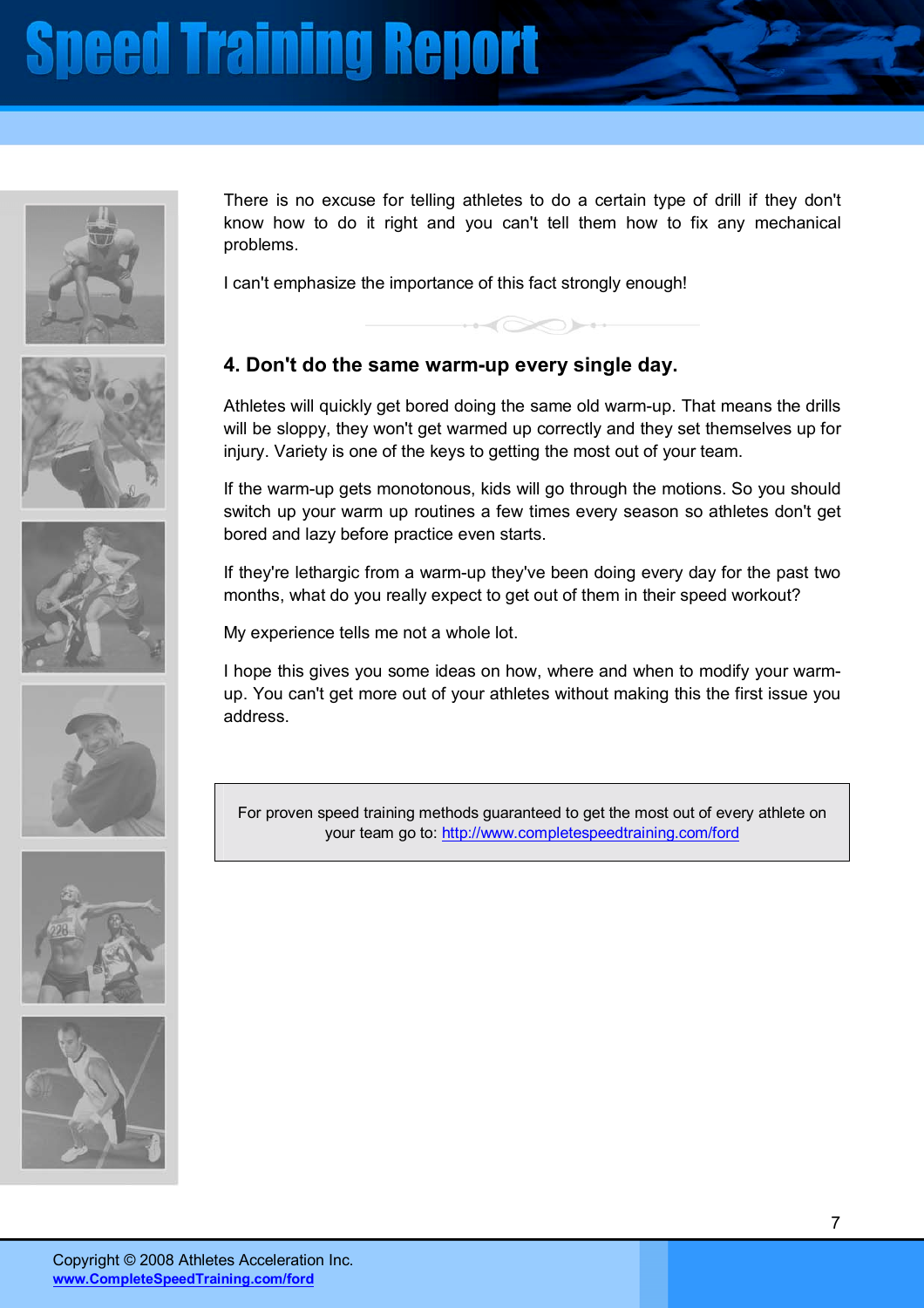There is no excuse for telling athletes to do a certain type of drill if they don't know how to do it right and you can't tell them how to fix any mechanical problems.

I can't emphasize the importance of this fact strongly enough!

## 4. Don't do the same warm-up every single day.

Athletes will quickly get bored doing the same old warm-up. That means the drills will be sloppy, they won't get warmed up correctly and they set themselves up for injury. Variety is one of the keys to getting the most out of your team.

If the warm-up gets monotonous, kids will go through the motions. So you should switch up your warm up routines a few times every season so athletes don't get bored and lazy before practice even starts.

If they're lethargic from a warm-up they've been doing every day for the past two months, what do you really expect to get out of them in their speed workout?

My experience tells me not a whole lot.

I hope this gives you some ideas on how, where and when to modify your warm-up. You can't get more out of your athletes without making this the first issue you address.

> For proven speed training methods guaranteed to get the most out of every athlete on your team go to: http://www.completespeedtraining.com/ford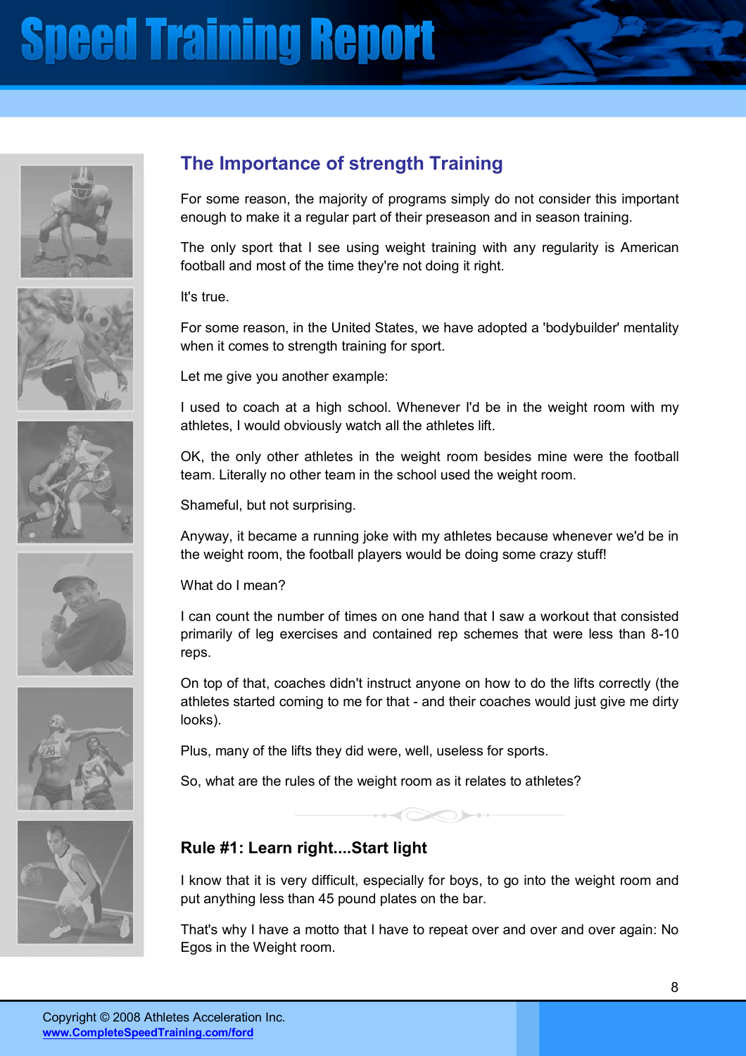## The Importance of strength Training

For some reason, the majority of programs simply do not consider this important enough to make it a regular part of their preseason and in season training.

The only sport that I see using weight training with any regularity is American football and most of the time they're not doing it right.

It's true.

For some reason, in the United States, we have adopted a 'bodybuilder' mentality when it comes to strength training for sport.

Let me give you another example:

I used to coach at a high school. Whenever I'd be in the weight room with my athletes, I would obviously watch all the athletes lift.

OK, the only other athletes in the weight room besides mine were the football team. Literally no other team in the school used the weight room.

Shameful, but not surprising.

Anyway, it became a running joke with my athletes because whenever we'd be in the weight room, the football players would be doing some crazy stuff!

What do I mean?

I can count the number of times on one hand that I saw a workout that consisted primarily of leg exercises and contained rep schemes that were less than 8-10 reps.

On top of that, coaches didn't instruct anyone on how to do the lifts correctly (the athletes started coming to me for that - and their coaches would just give me dirty looks).

Plus, many of the lifts they did were, well, useless for sports.

So, what are the rules of the weight room as it relates to athletes?

### Rule #1: Learn right....Start light

I know that it is very difficult, especially for boys, to go into the weight room and put anything less than 45 pound plates on the bar.

That's why I have a motto that I have to repeat over and over and over again: No Egos in the Weight room.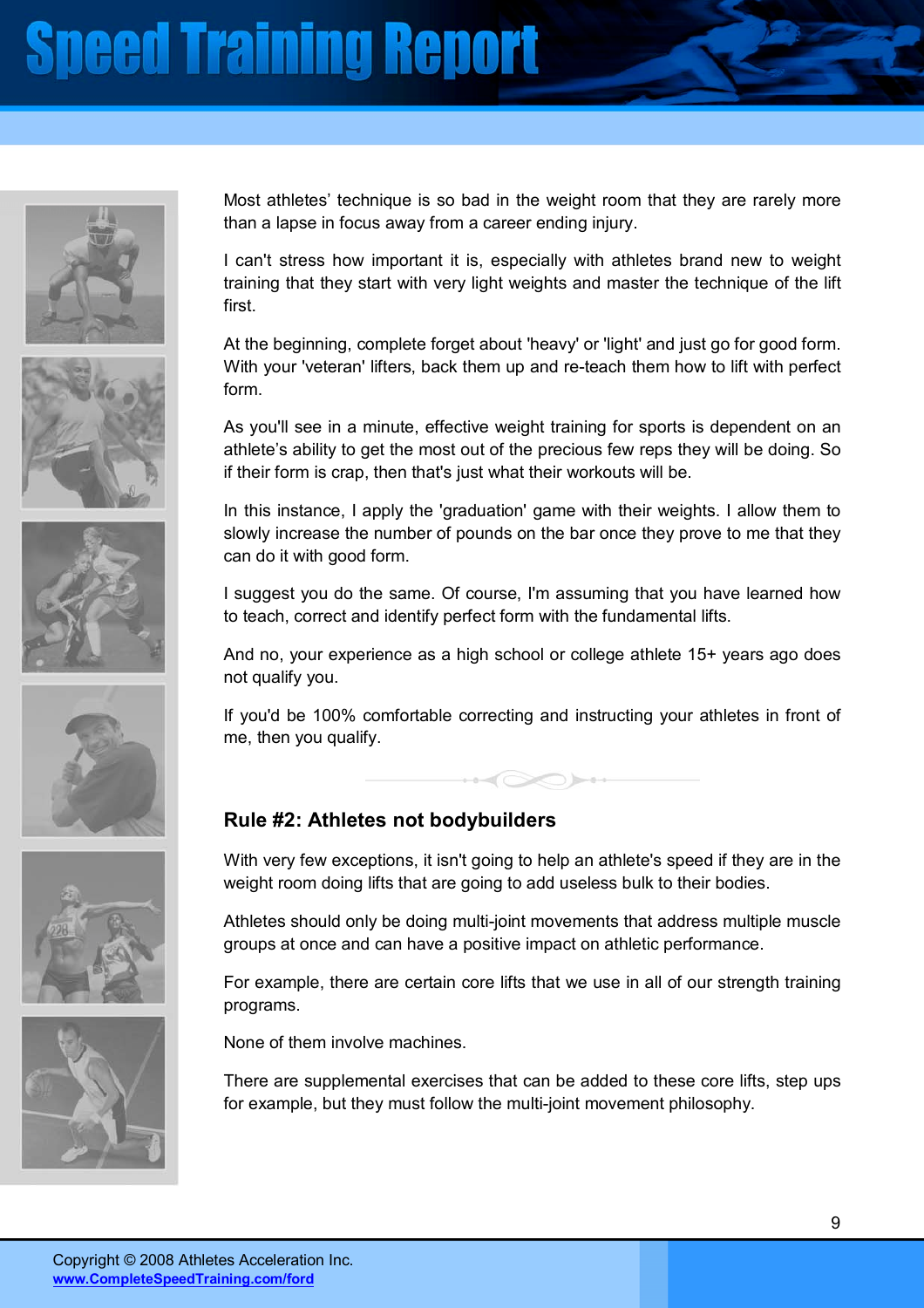Most athletes' technique is so bad in the weight room that they are rarely more than a lapse in focus away from a career ending injury.

I can't stress how important it is, especially with athletes brand new to weight training that they start with very light weights and master the technique of the lift first.

At the beginning, complete forget about 'heavy' or 'light' and just go for good form. With your 'veteran' lifters, back them up and re-teach them how to lift with perfect form.

As you'll see in a minute, effective weight training for sports is dependent on an athlete's ability to get the most out of the precious few reps they will be doing. So if their form is crap, then that's just what their workouts will be.

In this instance, I apply the 'graduation' game with their weights. I allow them to slowly increase the number of pounds on the bar once they prove to me that they can do it with good form.

I suggest you do the same. Of course, I'm assuming that you have learned how to teach, correct and identify perfect form with the fundamental lifts.

And no, your experience as a high school or college athlete 15+ years ago does not qualify you.

If you'd be 100% comfortable correcting and instructing your athletes in front of me, then you qualify.

## Rule #2: Athletes not bodybuilders

With very few exceptions, it isn't going to help an athlete's speed if they are in the weight room doing lifts that are going to add useless bulk to their bodies.

Athletes should only be doing multi-joint movements that address multiple muscle groups at once and can have a positive impact on athletic performance.

For example, there are certain core lifts that we use in all of our strength training programs.

None of them involve machines.

There are supplemental exercises that can be added to these core lifts, step ups for example, but they must follow the multi-joint movement philosophy.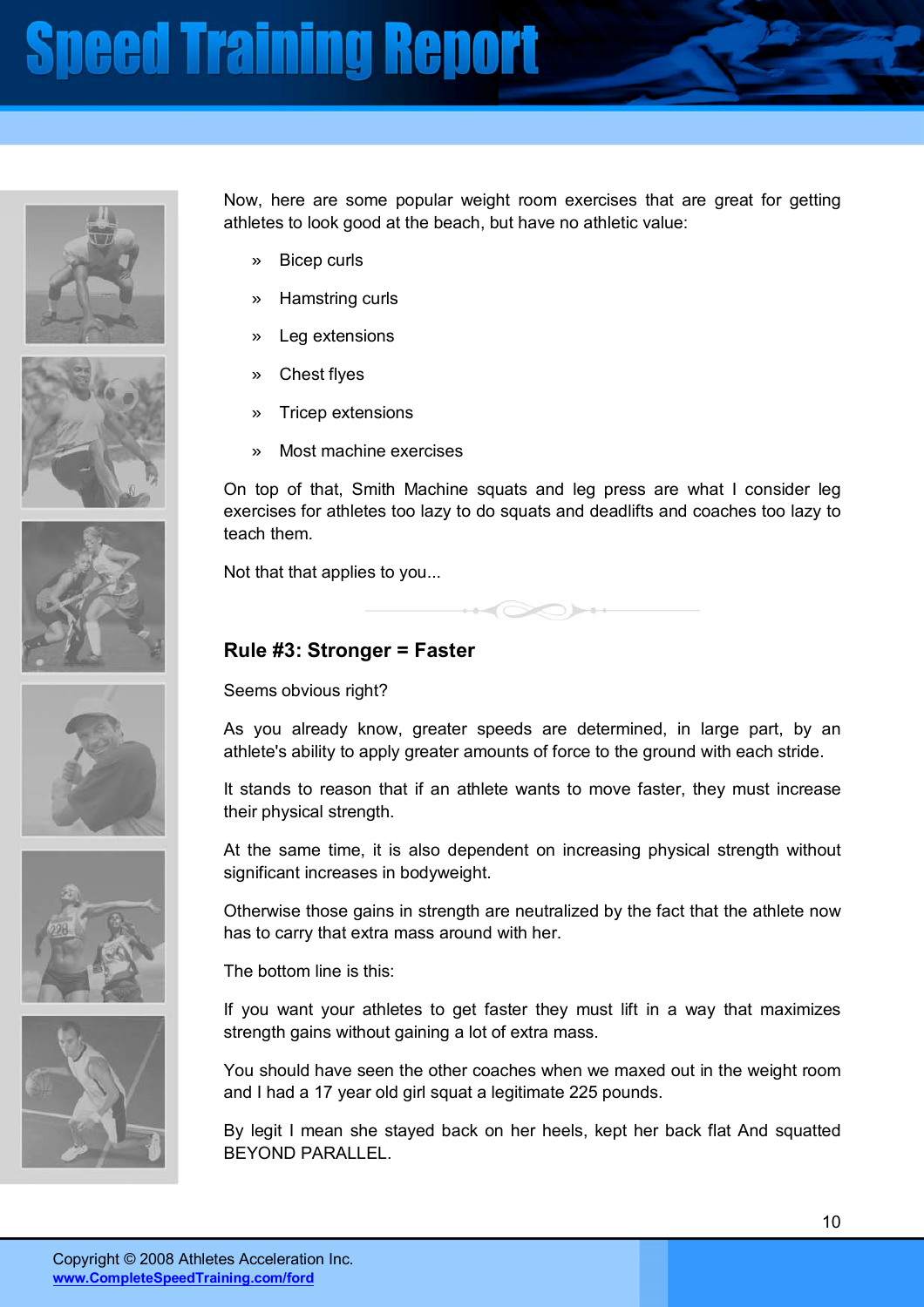Now, here are some popular weight room exercises that are great for getting athletes to look good at the beach, but have no athletic value:

- Bicep curls
- Hamstring curls
- Leg extensions
- Chest flyes
- Tricep extensions
- Most machine exercises

On top of that, Smith Machine squats and leg press are what I consider leg exercises for athletes too lazy to do squats and deadlifts and coaches too lazy to teach them.

Not that that applies to you...

## Rule #3: Stronger = Faster

Seems obvious right?

As you already know, greater speeds are determined, in large part, by an athlete's ability to apply greater amounts of force to the ground with each stride.

It stands to reason that if an athlete wants to move faster, they must increase their physical strength.

At the same time, it is also dependent on increasing physical strength without significant increases in bodyweight.

Otherwise those gains in strength are neutralized by the fact that the athlete now has to carry that extra mass around with her.

The bottom line is this:

If you want your athletes to get faster they must lift in a way that maximizes strength gains without gaining a lot of extra mass.

You should have seen the other coaches when we maxed out in the weight room and I had a 17 year old girl squat a legitimate 225 pounds.

By legit I mean she stayed back on her heels, kept her back flat And squatted BEYOND PARALLEL.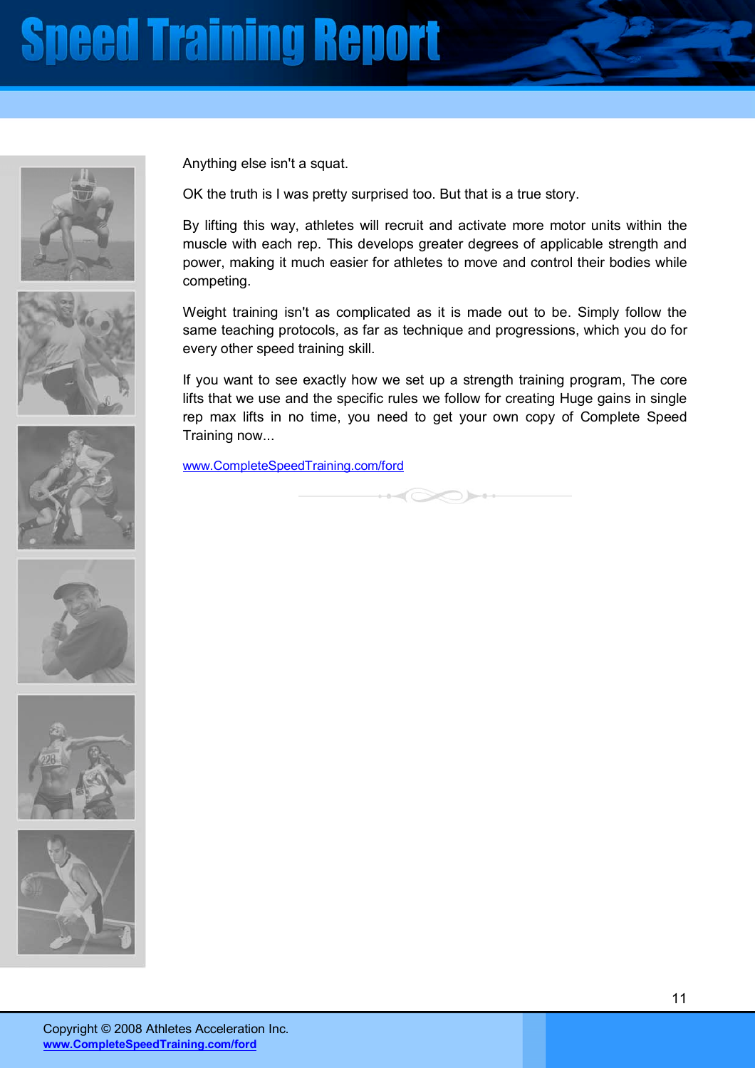Anything else isn't a squat.

OK the truth is I was pretty surprised too. But that is a true story.

By lifting this way, athletes will recruit and activate more motor units within the muscle with each rep. This develops greater degrees of applicable strength and power, making it much easier for athletes to move and control their bodies while competing.

Weight training isn't as complicated as it is made out to be. Simply follow the same teaching protocols, as far as technique and progressions, which you do for every other speed training skill.

If you want to see exactly how we set up a strength training program, The core lifts that we use and the specific rules we follow for creating Huge gains in single rep max lifts in no time, you need to get your own copy of Complete Speed Training now...

[www.CompleteSpeedTraining.com/ford](http://www.CompleteSpeedTraining.com/ford)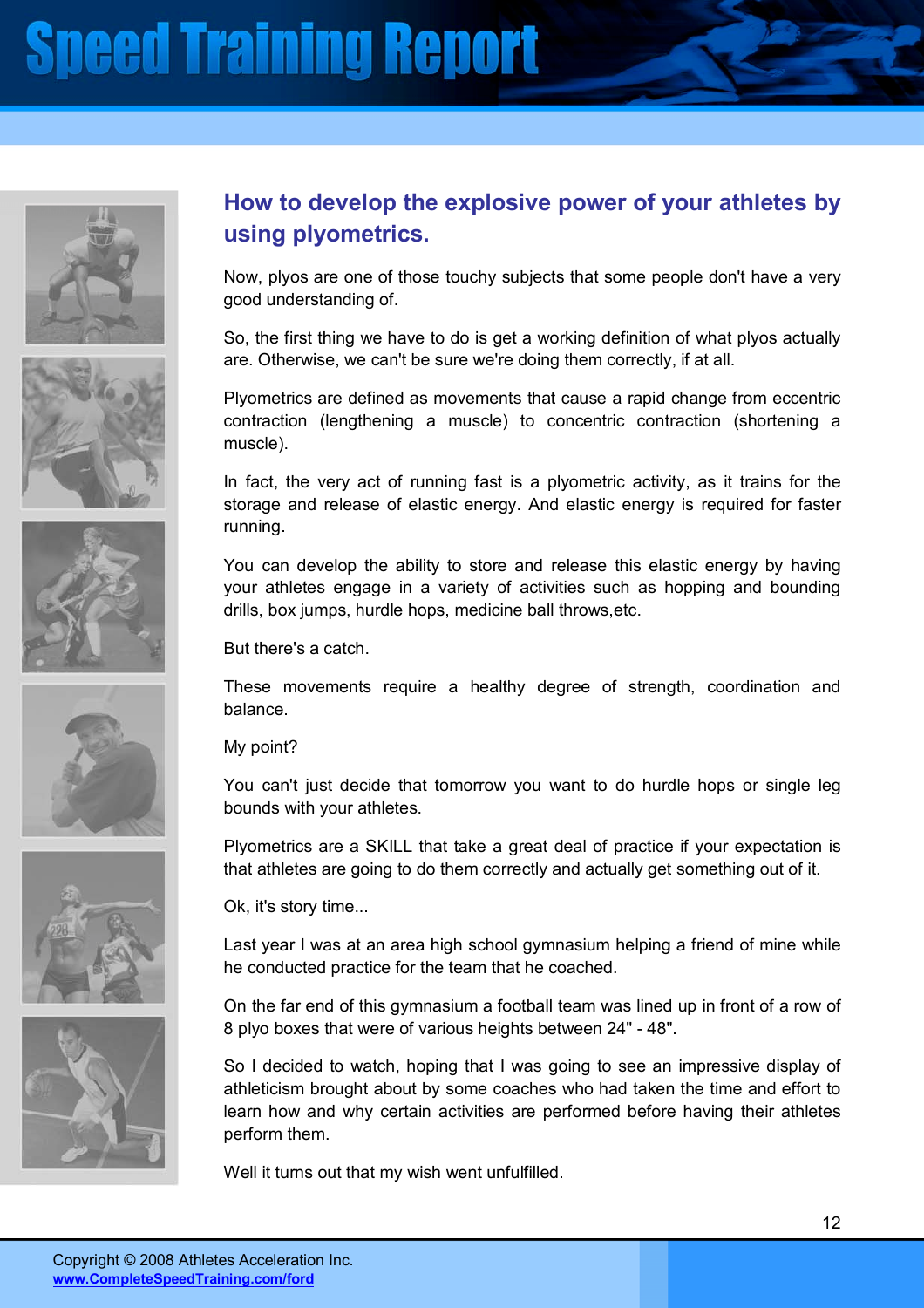## How to develop the explosive power of your athletes by using plyometrics.

Now, plyos are one of those touchy subjects that some people don't have a very good understanding of.

So, the first thing we have to do is get a working definition of what plyos actually are. Otherwise, we can't be sure we're doing them correctly, if at all.

Plyometrics are defined as movements that cause a rapid change from eccentric contraction (lengthening a muscle) to concentric contraction (shortening a muscle).

In fact, the very act of running fast is a plyometric activity, as it trains for the storage and release of elastic energy. And elastic energy is required for faster running.

You can develop the ability to store and release this elastic energy by having your athletes engage in a variety of activities such as hopping and bounding drills, box jumps, hurdle hops, medicine ball throws,etc.

But there's a catch.

These movements require a healthy degree of strength, coordination and balance.

My point?

You can't just decide that tomorrow you want to do hurdle hops or single leg bounds with your athletes.

Plyometrics are a SKILL that take a great deal of practice if your expectation is that athletes are going to do them correctly and actually get something out of it.

Ok, it's story time...

Last year I was at an area high school gymnasium helping a friend of mine while he conducted practice for the team that he coached.

On the far end of this gymnasium a football team was lined up in front of a row of 8 plyo boxes that were of various heights between 24" - 48".

So I decided to watch, hoping that I was going to see an impressive display of athleticism brought about by some coaches who had taken the time and effort to learn how and why certain activities are performed before having their athletes perform them.

Well it turns out that my wish went unfulfilled.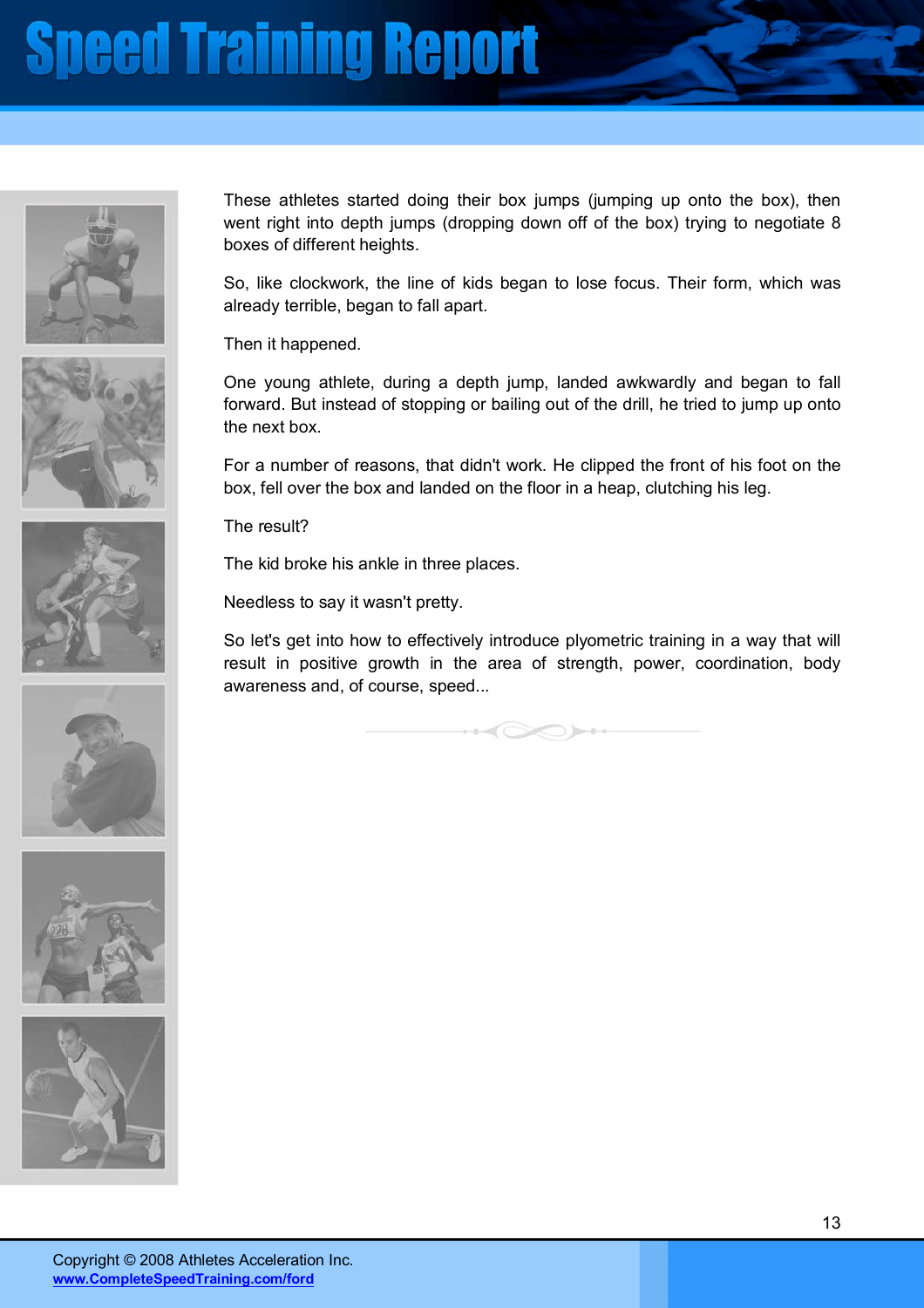These athletes started doing their box jumps (jumping up onto the box), then went right into depth jumps (dropping down off of the box) trying to negotiate 8 boxes of different heights.

So, like clockwork, the line of kids began to lose focus. Their form, which was already terrible, began to fall apart.

Then it happened.

One young athlete, during a depth jump, landed awkwardly and began to fall forward. But instead of stopping or bailing out of the drill, he tried to jump up onto the next box.

For a number of reasons, that didn't work. He clipped the front of his foot on the box, fell over the box and landed on the floor in a heap, clutching his leg.

The result?

The kid broke his ankle in three places.

Needless to say it wasn't pretty.

So let's get into how to effectively introduce plyometric training in a way that will result in positive growth in the area of strength, power, coordination, body awareness and, of course, speed...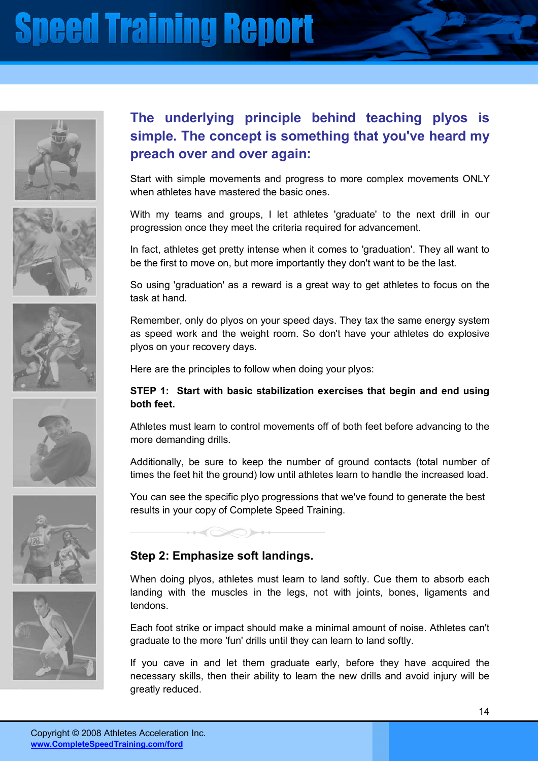## The underlying principle behind teaching plyos is simple. The concept is something that you've heard my preach over and over again:

Start with simple movements and progress to more complex movements ONLY when athletes have mastered the basic ones.

With my teams and groups, I let athletes 'graduate' to the next drill in our progression once they meet the criteria required for advancement.

In fact, athletes get pretty intense when it comes to 'graduation'. They all want to be the first to move on, but more importantly they don't want to be the last.

So using 'graduation' as a reward is a great way to get athletes to focus on the task at hand.

Remember, only do plyos on your speed days. They tax the same energy system as speed work and the weight room. So don't have your athletes do explosive plyos on your recovery days.

Here are the principles to follow when doing your plyos:

**STEP 1: Start with basic stabilization exercises that begin and end using both feet.**

Athletes must learn to control movements off of both feet before advancing to the more demanding drills.

Additionally, be sure to keep the number of ground contacts (total number of times the feet hit the ground) low until athletes learn to handle the increased load.

You can see the specific plyo progressions that we've found to generate the best results in your copy of Complete Speed Training.

### Step 2: Emphasize soft landings.

When doing plyos, athletes must learn to land softly. Cue them to absorb each landing with the muscles in the legs, not with joints, bones, ligaments and tendons.

Each foot strike or impact should make a minimal amount of noise. Athletes can't graduate to the more 'fun' drills until they can learn to land softly.

If you cave in and let them graduate early, before they have acquired the necessary skills, then their ability to learn the new drills and avoid injury will be greatly reduced.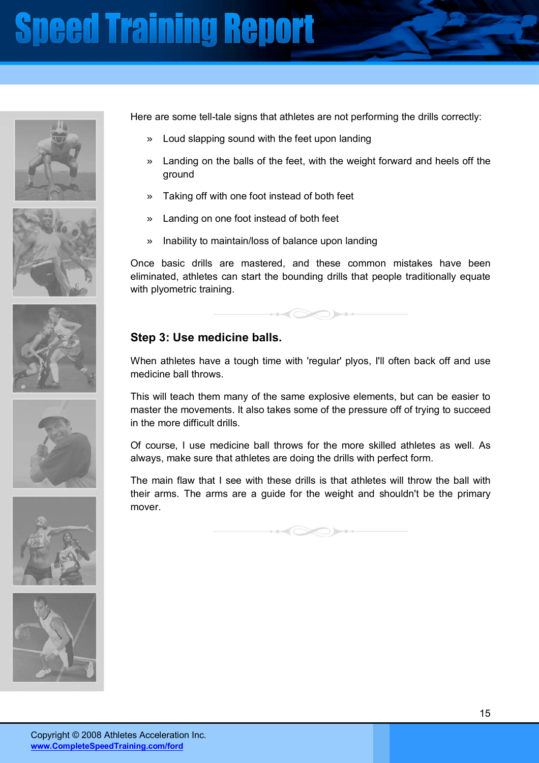Here are some tell-tale signs that athletes are not performing the drills correctly:

- Loud slapping sound with the feet upon landing
- Landing on the balls of the feet, with the weight forward and heels off the ground
- Taking off with one foot instead of both feet
- Landing on one foot instead of both feet
- Inability to maintain/loss of balance upon landing

Once basic drills are mastered, and these common mistakes have been eliminated, athletes can start the bounding drills that people traditionally equate with plyometric training.

### Step 3: Use medicine balls.

When athletes have a tough time with 'regular' plyos, I'll often back off and use medicine ball throws.

This will teach them many of the same explosive elements, but can be easier to master the movements. It also takes some of the pressure off of trying to succeed in the more difficult drills.

Of course, I use medicine ball throws for the more skilled athletes as well. As always, make sure that athletes are doing the drills with perfect form.

The main flaw that I see with these drills is that athletes will throw the ball with their arms. The arms are a guide for the weight and shouldn't be the primary mover.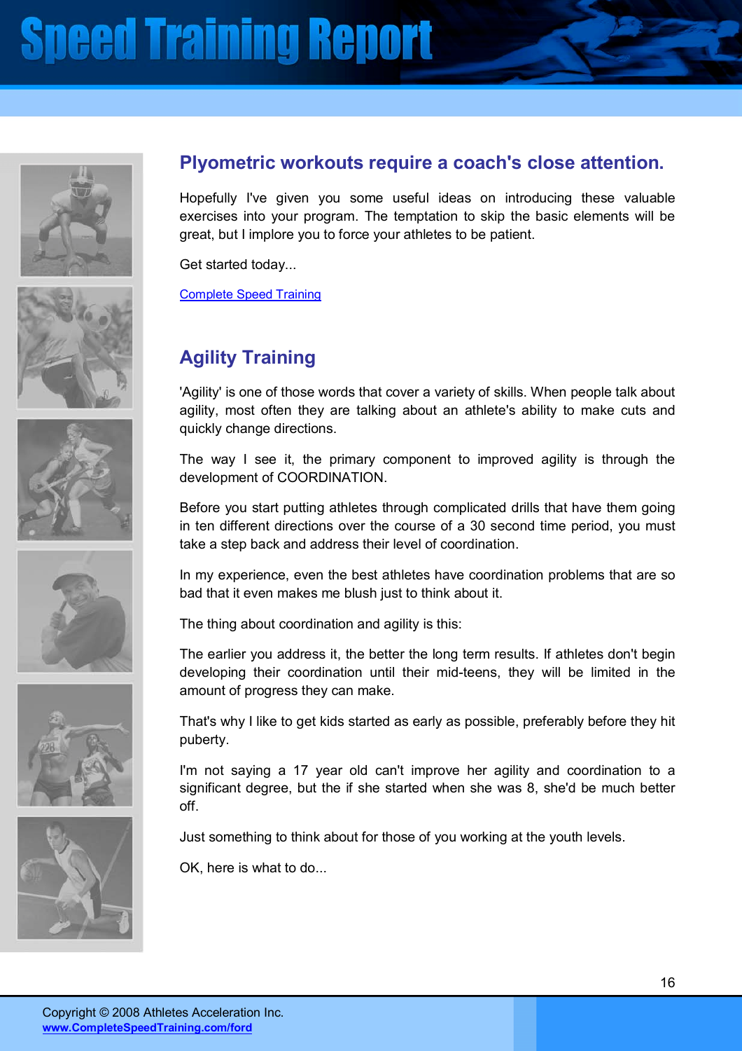## Plyometric workouts require a coach's close attention.

Hopefully I've given you some useful ideas on introducing these valuable exercises into your program. The temptation to skip the basic elements will be great, but I implore you to force your athletes to be patient.

Get started today...

[Complete Speed Training](#)

## Agility Training

'Agility' is one of those words that cover a variety of skills. When people talk about agility, most often they are talking about an athlete's ability to make cuts and quickly change directions.

The way I see it, the primary component to improved agility is through the development of COORDINATION.

Before you start putting athletes through complicated drills that have them going in ten different directions over the course of a 30 second time period, you must take a step back and address their level of coordination.

In my experience, even the best athletes have coordination problems that are so bad that it even makes me blush just to think about it.

The thing about coordination and agility is this:

The earlier you address it, the better the long term results. If athletes don't begin developing their coordination until their mid-teens, they will be limited in the amount of progress they can make.

That's why I like to get kids started as early as possible, preferably before they hit puberty.

I'm not saying a 17 year old can't improve her agility and coordination to a significant degree, but the if she started when she was 8, she'd be much better off.

Just something to think about for those of you working at the youth levels.

OK, here is what to do...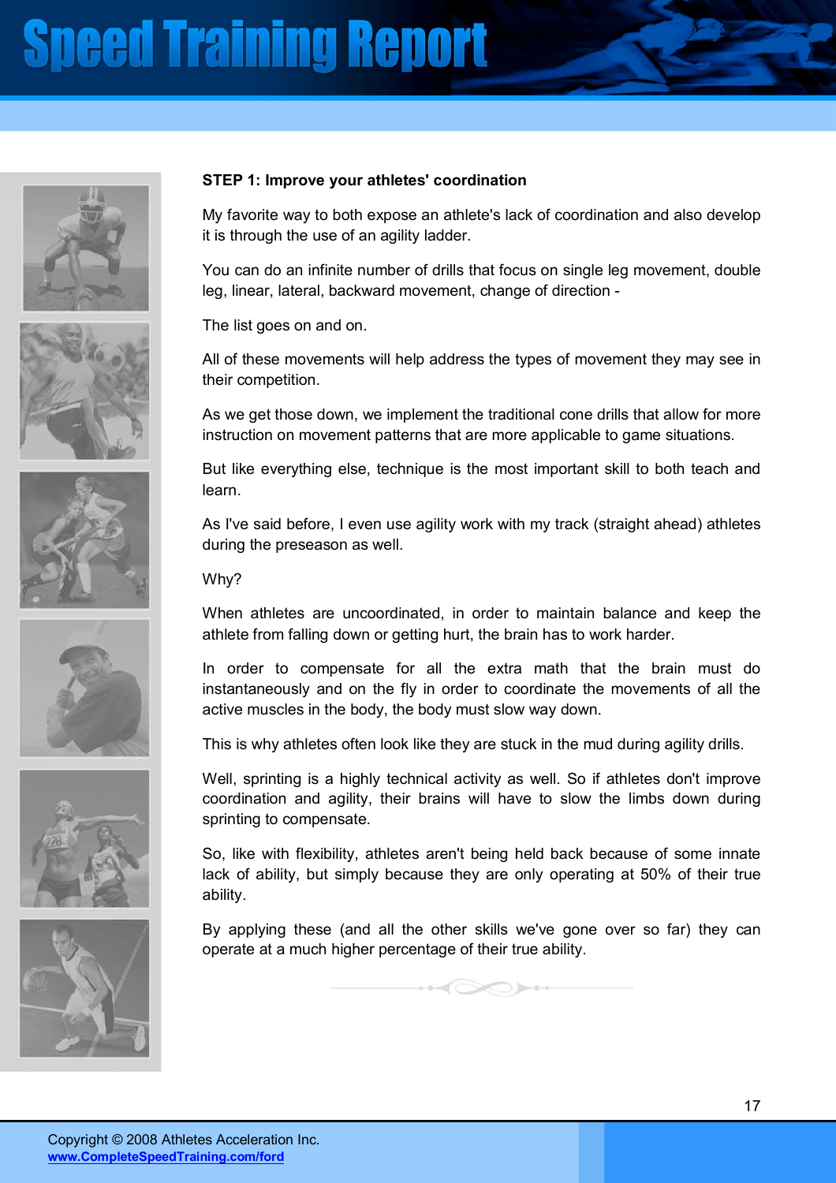**STEP 1: Improve your athletes' coordination**

My favorite way to both expose an athlete's lack of coordination and also develop it is through the use of an agility ladder.

You can do an infinite number of drills that focus on single leg movement, double leg, linear, lateral, backward movement, change of direction -

The list goes on and on.

All of these movements will help address the types of movement they may see in their competition.

As we get those down, we implement the traditional cone drills that allow for more instruction on movement patterns that are more applicable to game situations.

But like everything else, technique is the most important skill to both teach and learn.

As I've said before, I even use agility work with my track (straight ahead) athletes during the preseason as well.

Why?

When athletes are uncoordinated, in order to maintain balance and keep the athlete from falling down or getting hurt, the brain has to work harder.

In order to compensate for all the extra math that the brain must do instantaneously and on the fly in order to coordinate the movements of all the active muscles in the body, the body must slow way down.

This is why athletes often look like they are stuck in the mud during agility drills.

Well, sprinting is a highly technical activity as well. So if athletes don't improve coordination and agility, their brains will have to slow the limbs down during sprinting to compensate.

So, like with flexibility, athletes aren't being held back because of some innate lack of ability, but simply because they are only operating at 50% of their true ability.

By applying these (and all the other skills we've gone over so far) they can operate at a much higher percentage of their true ability.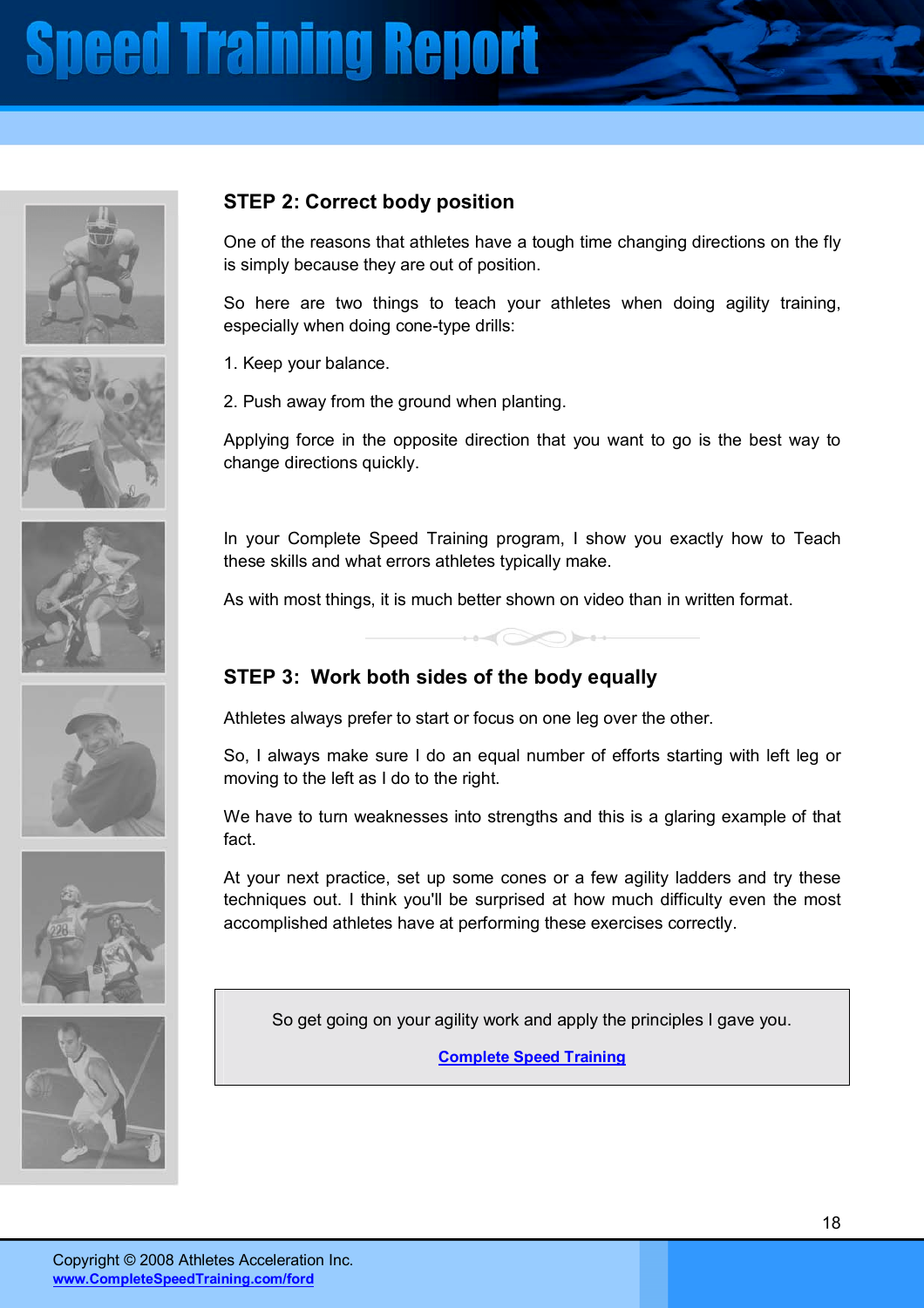## STEP 2: Correct body position

One of the reasons that athletes have a tough time changing directions on the fly is simply because they are out of position.

So here are two things to teach your athletes when doing agility training, especially when doing cone-type drills:

1. Keep your balance.

2. Push away from the ground when planting.

Applying force in the opposite direction that you want to go is the best way to change directions quickly.

In your Complete Speed Training program, I show you exactly how to Teach these skills and what errors athletes typically make.

As with most things, it is much better shown on video than in written format.

## STEP 3: Work both sides of the body equally

Athletes always prefer to start or focus on one leg over the other.

So, I always make sure I do an equal number of efforts starting with left leg or moving to the left as I do to the right.

We have to turn weaknesses into strengths and this is a glaring example of that fact.

At your next practice, set up some cones or a few agility ladders and try these techniques out. I think you'll be surprised at how much difficulty even the most accomplished athletes have at performing these exercises correctly.

So get going on your agility work and apply the principles I gave you.

[Complete Speed Training](www.CompleteSpeedTraining.com/ford)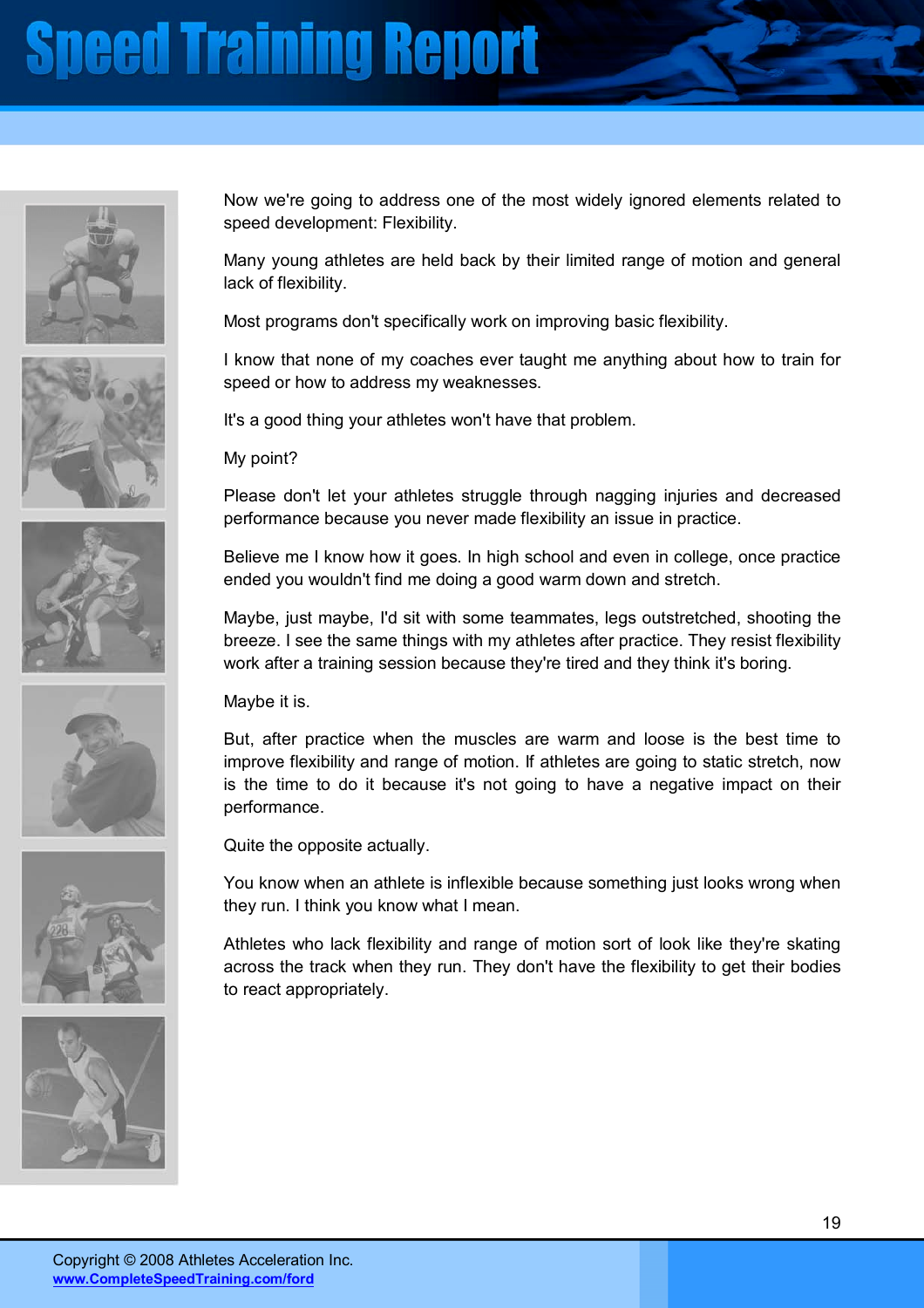Now we're going to address one of the most widely ignored elements related to speed development: Flexibility.

Many young athletes are held back by their limited range of motion and general lack of flexibility.

Most programs don't specifically work on improving basic flexibility.

I know that none of my coaches ever taught me anything about how to train for speed or how to address my weaknesses.

It's a good thing your athletes won't have that problem.

My point?

Please don't let your athletes struggle through nagging injuries and decreased performance because you never made flexibility an issue in practice.

Believe me I know how it goes. In high school and even in college, once practice ended you wouldn't find me doing a good warm down and stretch.

Maybe, just maybe, I'd sit with some teammates, legs outstretched, shooting the breeze. I see the same things with my athletes after practice. They resist flexibility work after a training session because they're tired and they think it's boring.

Maybe it is.

But, after practice when the muscles are warm and loose is the best time to improve flexibility and range of motion. If athletes are going to static stretch, now is the time to do it because it's not going to have a negative impact on their performance.

Quite the opposite actually.

You know when an athlete is inflexible because something just looks wrong when they run. I think you know what I mean.

Athletes who lack flexibility and range of motion sort of look like they're skating across the track when they run. They don't have the flexibility to get their bodies to react appropriately.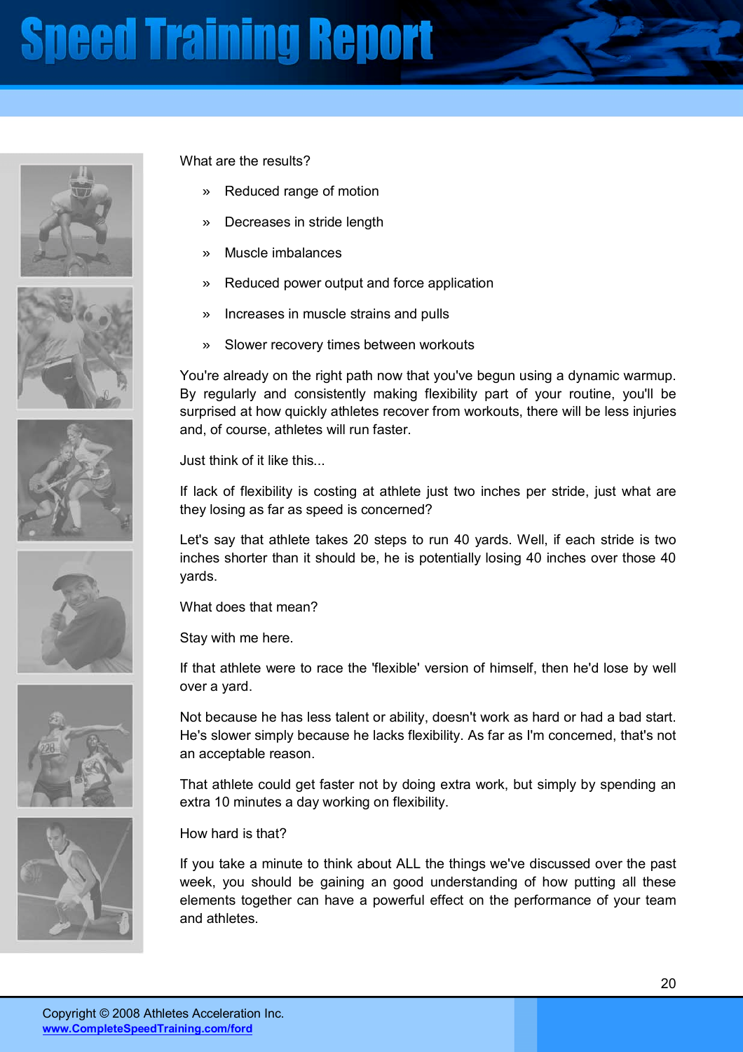What are the results?

- Reduced range of motion
- Decreases in stride length
- Muscle imbalances
- Reduced power output and force application
- Increases in muscle strains and pulls
- Slower recovery times between workouts

You're already on the right path now that you've begun using a dynamic warmup. By regularly and consistently making flexibility part of your routine, you'll be surprised at how quickly athletes recover from workouts, there will be less injuries and, of course, athletes will run faster.

Just think of it like this...

If lack of flexibility is costing at athlete just two inches per stride, just what are they losing as far as speed is concerned?

Let's say that athlete takes 20 steps to run 40 yards. Well, if each stride is two inches shorter than it should be, he is potentially losing 40 inches over those 40 yards.

What does that mean?

Stay with me here.

If that athlete were to race the 'flexible' version of himself, then he'd lose by well over a yard.

Not because he has less talent or ability, doesn't work as hard or had a bad start. He's slower simply because he lacks flexibility. As far as I'm concerned, that's not an acceptable reason.

That athlete could get faster not by doing extra work, but simply by spending an extra 10 minutes a day working on flexibility.

How hard is that?

If you take a minute to think about ALL the things we've discussed over the past week, you should be gaining an good understanding of how putting all these elements together can have a powerful effect on the performance of your team and athletes.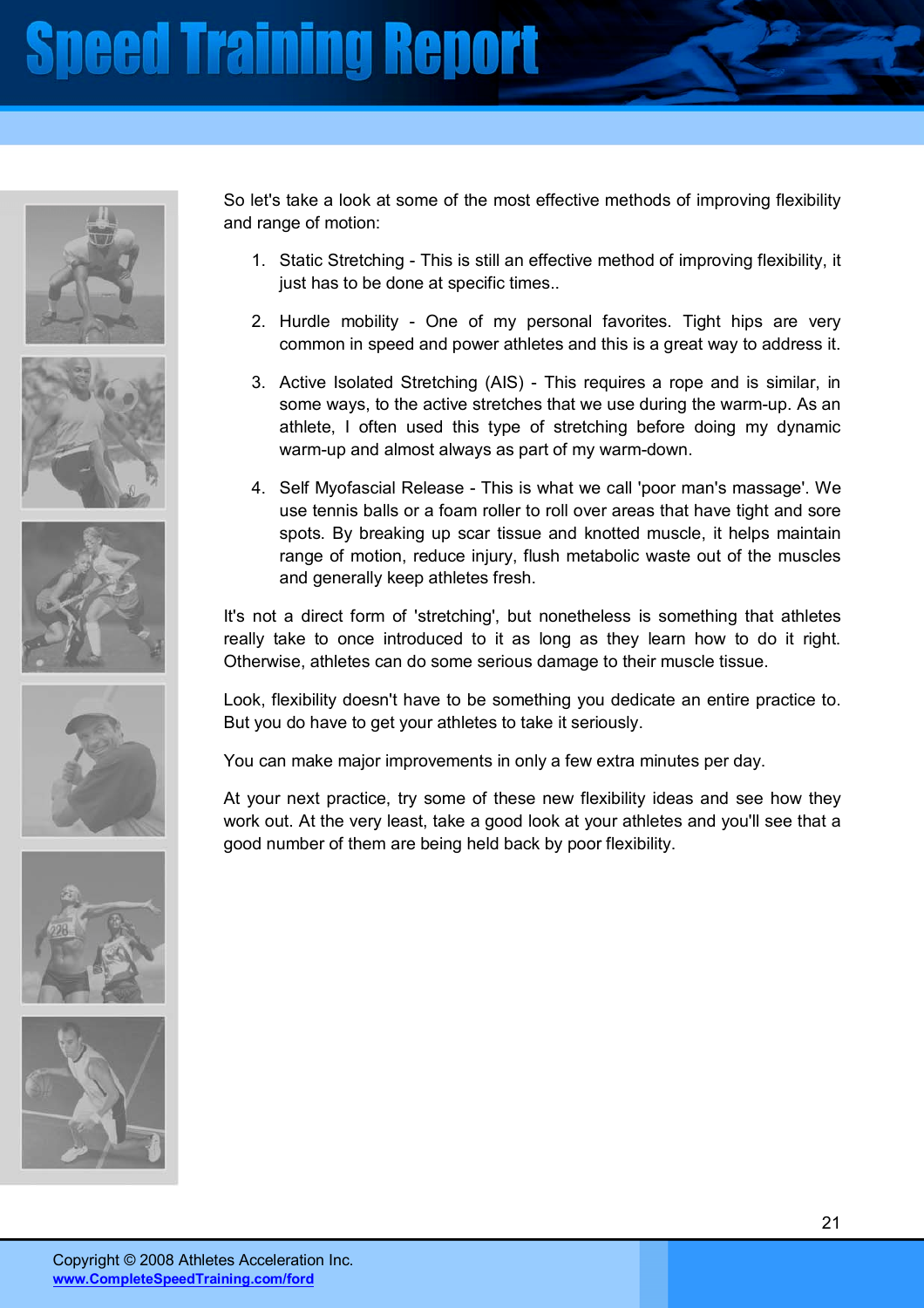So let's take a look at some of the most effective methods of improving flexibility and range of motion:

1. Static Stretching - This is still an effective method of improving flexibility, it just has to be done at specific times..
2. Hurdle mobility - One of my personal favorites. Tight hips are very common in speed and power athletes and this is a great way to address it.
3. Active Isolated Stretching (AIS) - This requires a rope and is similar, in some ways, to the active stretches that we use during the warm-up. As an athlete, I often used this type of stretching before doing my dynamic warm-up and almost always as part of my warm-down.
4. Self Myofascial Release - This is what we call 'poor man's massage'. We use tennis balls or a foam roller to roll over areas that have tight and sore spots. By breaking up scar tissue and knotted muscle, it helps maintain range of motion, reduce injury, flush metabolic waste out of the muscles and generally keep athletes fresh.

It's not a direct form of 'stretching', but nonetheless is something that athletes really take to once introduced to it as long as they learn how to do it right. Otherwise, athletes can do some serious damage to their muscle tissue.

Look, flexibility doesn't have to be something you dedicate an entire practice to. But you do have to get your athletes to take it seriously.

You can make major improvements in only a few extra minutes per day.

At your next practice, try some of these new flexibility ideas and see how they work out. At the very least, take a good look at your athletes and you'll see that a good number of them are being held back by poor flexibility.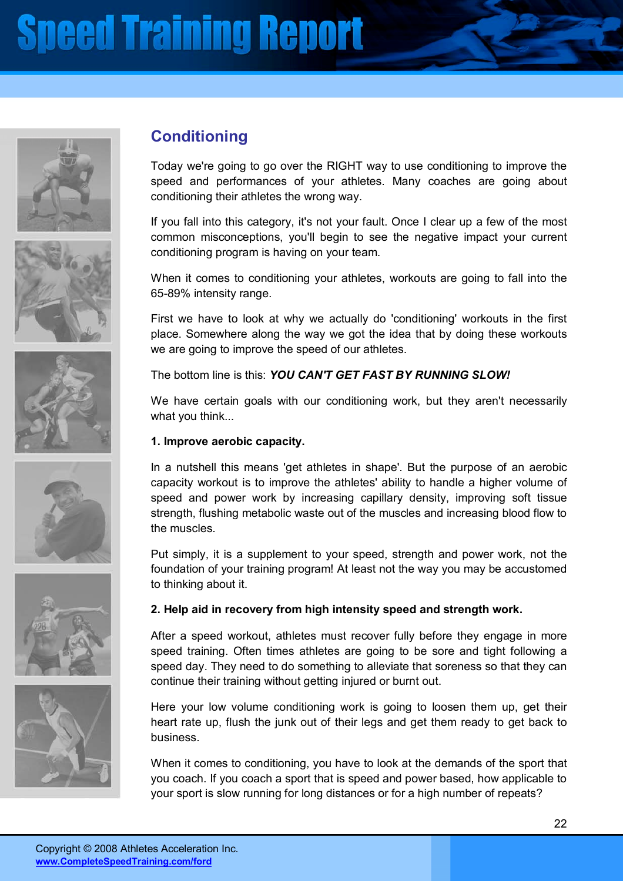## Conditioning

Today we're going to go over the RIGHT way to use conditioning to improve the speed and performances of your athletes. Many coaches are going about conditioning their athletes the wrong way.

If you fall into this category, it's not your fault. Once I clear up a few of the most common misconceptions, you'll begin to see the negative impact your current conditioning program is having on your team.

When it comes to conditioning your athletes, workouts are going to fall into the 65-89% intensity range.

First we have to look at why we actually do 'conditioning' workouts in the first place. Somewhere along the way we got the idea that by doing these workouts we are going to improve the speed of our athletes.

The bottom line is this: ***YOU CAN'T GET FAST BY RUNNING SLOW!***

We have certain goals with our conditioning work, but they aren't necessarily what you think...

**1. Improve aerobic capacity.**

In a nutshell this means 'get athletes in shape'. But the purpose of an aerobic capacity workout is to improve the athletes' ability to handle a higher volume of speed and power work by increasing capillary density, improving soft tissue strength, flushing metabolic waste out of the muscles and increasing blood flow to the muscles.

Put simply, it is a supplement to your speed, strength and power work, not the foundation of your training program! At least not the way you may be accustomed to thinking about it.

**2. Help aid in recovery from high intensity speed and strength work.**

After a speed workout, athletes must recover fully before they engage in more speed training. Often times athletes are going to be sore and tight following a speed day. They need to do something to alleviate that soreness so that they can continue their training without getting injured or burnt out.

Here your low volume conditioning work is going to loosen them up, get their heart rate up, flush the junk out of their legs and get them ready to get back to business.

When it comes to conditioning, you have to look at the demands of the sport that you coach. If you coach a sport that is speed and power based, how applicable to your sport is slow running for long distances or for a high number of repeats?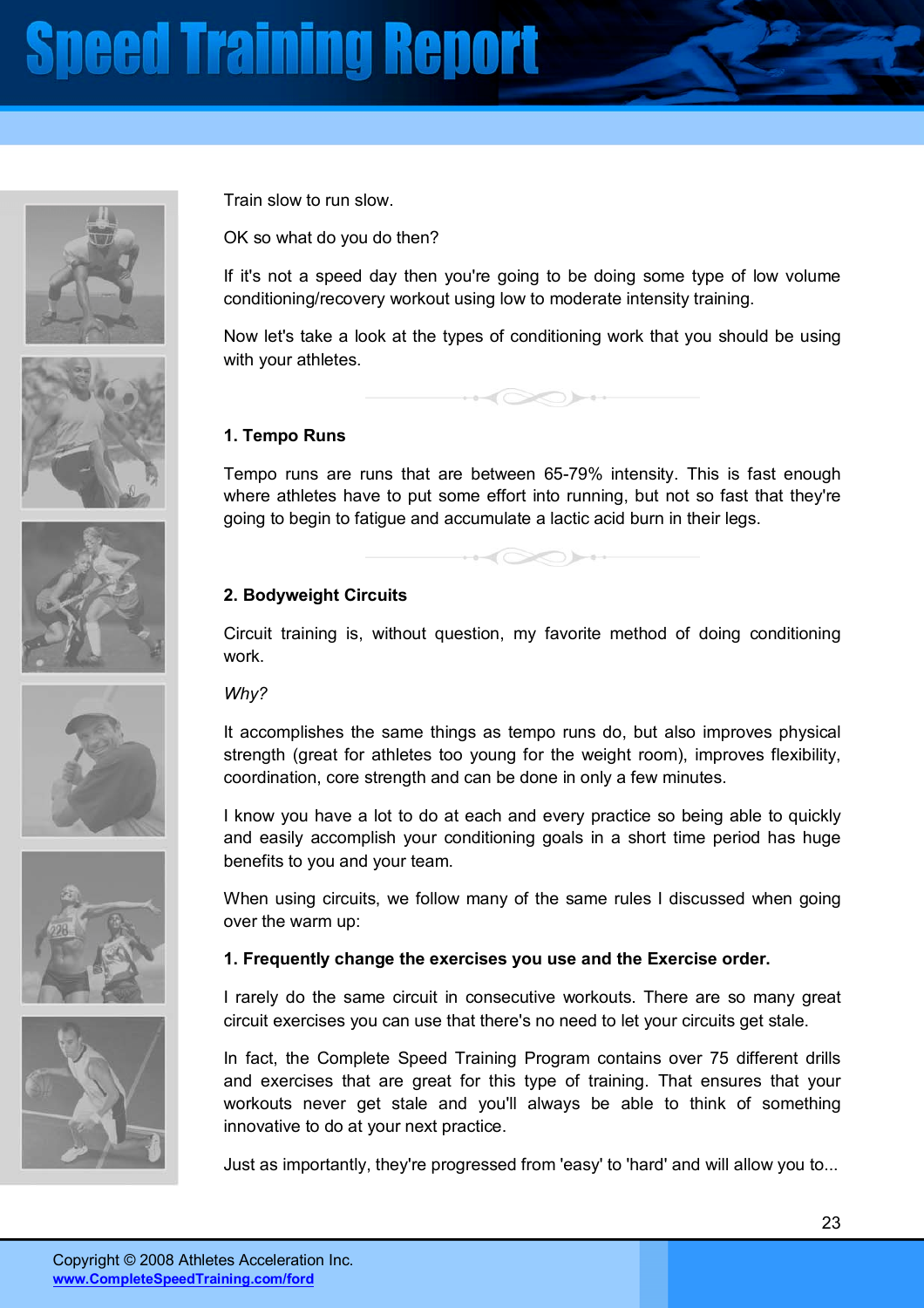Train slow to run slow.

OK so what do you do then?

If it's not a speed day then you're going to be doing some type of low volume conditioning/recovery workout using low to moderate intensity training.

Now let's take a look at the types of conditioning work that you should be using with your athletes.

### 1. Tempo Runs

Tempo runs are runs that are between 65-79% intensity. This is fast enough where athletes have to put some effort into running, but not so fast that they're going to begin to fatigue and accumulate a lactic acid burn in their legs.

### 2. Bodyweight Circuits

Circuit training is, without question, my favorite method of doing conditioning work.

*Why?*

It accomplishes the same things as tempo runs do, but also improves physical strength (great for athletes too young for the weight room), improves flexibility, coordination, core strength and can be done in only a few minutes.

I know you have a lot to do at each and every practice so being able to quickly and easily accomplish your conditioning goals in a short time period has huge benefits to you and your team.

When using circuits, we follow many of the same rules I discussed when going over the warm up:

**1. Frequently change the exercises you use and the Exercise order.**

I rarely do the same circuit in consecutive workouts. There are so many great circuit exercises you can use that there's no need to let your circuits get stale.

In fact, the Complete Speed Training Program contains over 75 different drills and exercises that are great for this type of training. That ensures that your workouts never get stale and you'll always be able to think of something innovative to do at your next practice.

Just as importantly, they're progressed from 'easy' to 'hard' and will allow you to...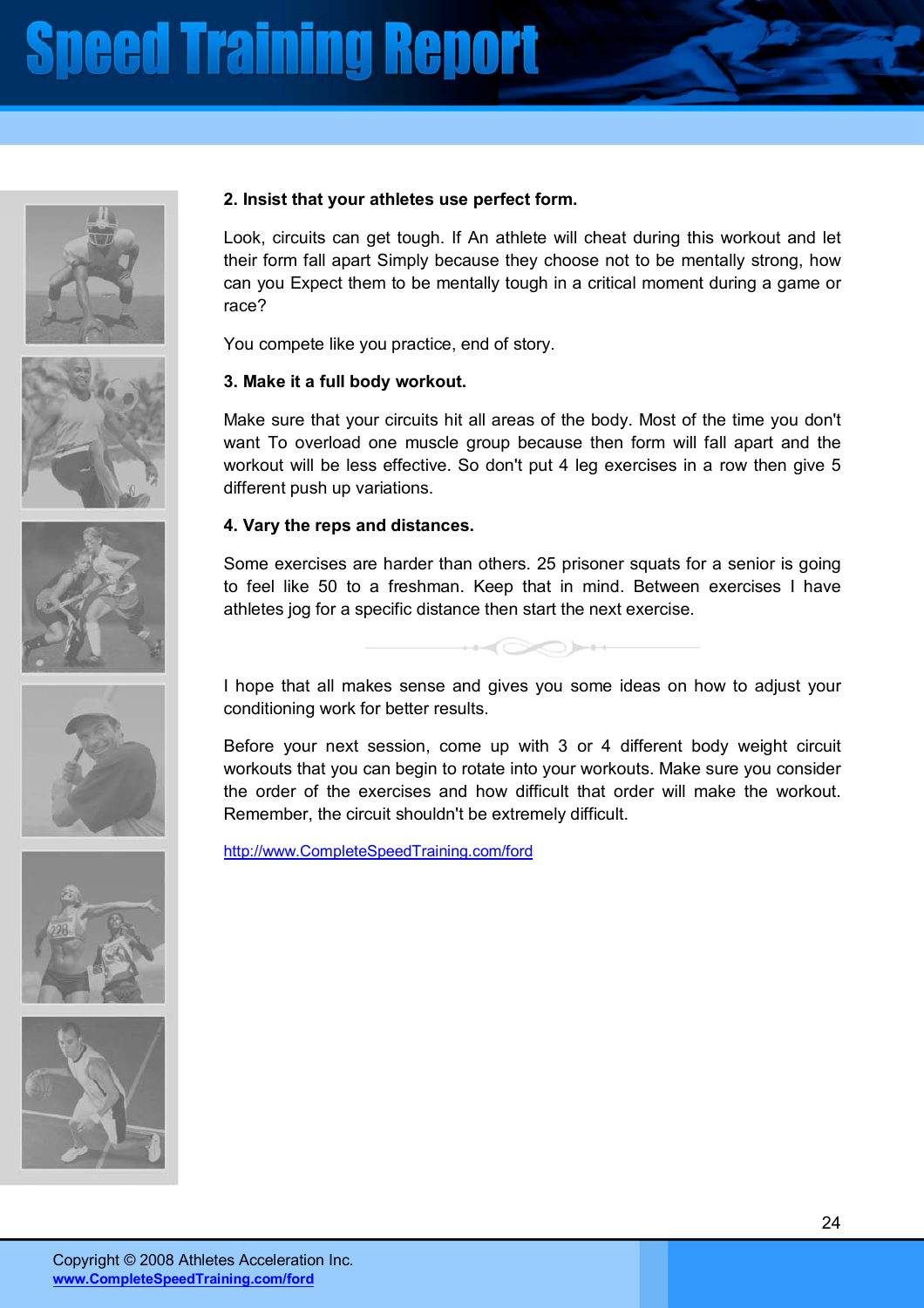**2. Insist that your athletes use perfect form.**

Look, circuits can get tough. If An athlete will cheat during this workout and let their form fall apart Simply because they choose not to be mentally strong, how can you Expect them to be mentally tough in a critical moment during a game or race?

You compete like you practice, end of story.

**3. Make it a full body workout.**

Make sure that your circuits hit all areas of the body. Most of the time you don't want To overload one muscle group because then form will fall apart and the workout will be less effective. So don't put 4 leg exercises in a row then give 5 different push up variations.

**4. Vary the reps and distances.**

Some exercises are harder than others. 25 prisoner squats for a senior is going to feel like 50 to a freshman. Keep that in mind. Between exercises I have athletes jog for a specific distance then start the next exercise.

I hope that all makes sense and gives you some ideas on how to adjust your conditioning work for better results.

Before your next session, come up with 3 or 4 different body weight circuit workouts that you can begin to rotate into your workouts. Make sure you consider the order of the exercises and how difficult that order will make the workout. Remember, the circuit shouldn't be extremely difficult.

http://www.CompleteSpeedTraining.com/ford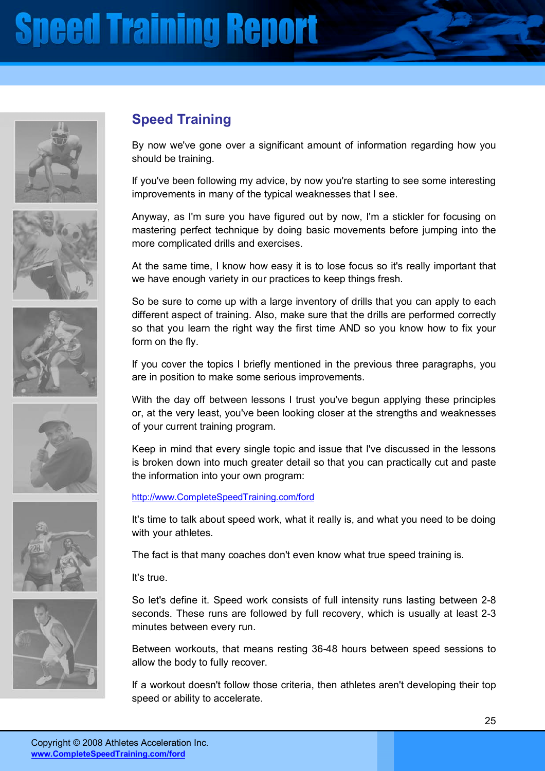## Speed Training

By now we've gone over a significant amount of information regarding how you should be training.

If you've been following my advice, by now you're starting to see some interesting improvements in many of the typical weaknesses that I see.

Anyway, as I'm sure you have figured out by now, I'm a stickler for focusing on mastering perfect technique by doing basic movements before jumping into the more complicated drills and exercises.

At the same time, I know how easy it is to lose focus so it's really important that we have enough variety in our practices to keep things fresh.

So be sure to come up with a large inventory of drills that you can apply to each different aspect of training. Also, make sure that the drills are performed correctly so that you learn the right way the first time AND so you know how to fix your form on the fly.

If you cover the topics I briefly mentioned in the previous three paragraphs, you are in position to make some serious improvements.

With the day off between lessons I trust you've begun applying these principles or, at the very least, you've been looking closer at the strengths and weaknesses of your current training program.

Keep in mind that every single topic and issue that I've discussed in the lessons is broken down into much greater detail so that you can practically cut and paste the information into your own program:

http://www.CompleteSpeedTraining.com/ford

It's time to talk about speed work, what it really is, and what you need to be doing with your athletes.

The fact is that many coaches don't even know what true speed training is.

It's true.

So let's define it. Speed work consists of full intensity runs lasting between 2-8 seconds. These runs are followed by full recovery, which is usually at least 2-3 minutes between every run.

Between workouts, that means resting 36-48 hours between speed sessions to allow the body to fully recover.

If a workout doesn't follow those criteria, then athletes aren't developing their top speed or ability to accelerate.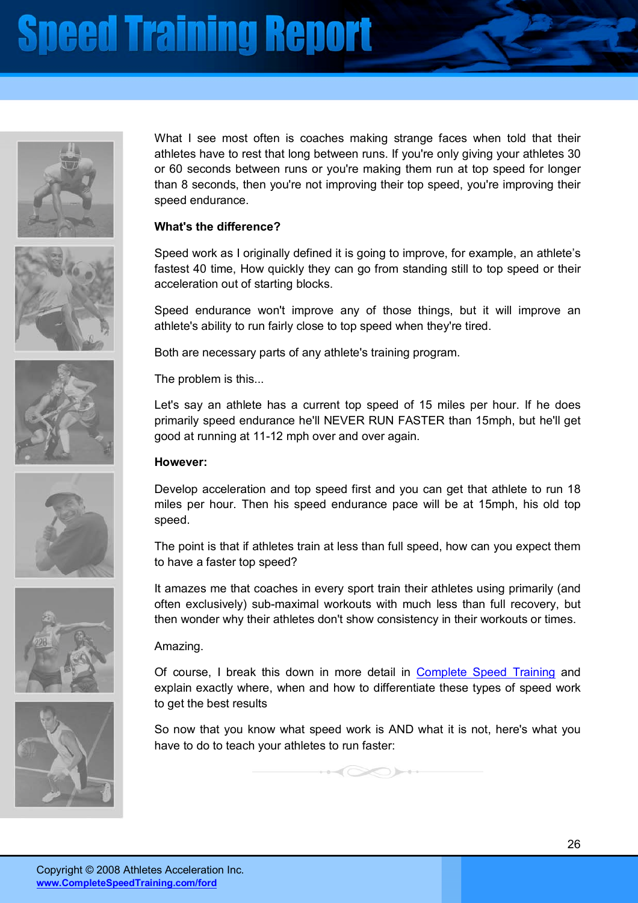What I see most often is coaches making strange faces when told that their athletes have to rest that long between runs. If you're only giving your athletes 30 or 60 seconds between runs or you're making them run at top speed for longer than 8 seconds, then you're not improving their top speed, you're improving their speed endurance.

**What's the difference?**

Speed work as I originally defined it is going to improve, for example, an athlete's fastest 40 time, How quickly they can go from standing still to top speed or their acceleration out of starting blocks.

Speed endurance won't improve any of those things, but it will improve an athlete's ability to run fairly close to top speed when they're tired.

Both are necessary parts of any athlete's training program.

The problem is this...

Let's say an athlete has a current top speed of 15 miles per hour. If he does primarily speed endurance he'll NEVER RUN FASTER than 15mph, but he'll get good at running at 11-12 mph over and over again.

**However:**

Develop acceleration and top speed first and you can get that athlete to run 18 miles per hour. Then his speed endurance pace will be at 15mph, his old top speed.

The point is that if athletes train at less than full speed, how can you expect them to have a faster top speed?

It amazes me that coaches in every sport train their athletes using primarily (and often exclusively) sub-maximal workouts with much less than full recovery, but then wonder why their athletes don't show consistency in their workouts or times.

Amazing.

Of course, I break this down in more detail in Complete Speed Training and explain exactly where, when and how to differentiate these types of speed work to get the best results

So now that you know what speed work is AND what it is not, here's what you have to do to teach your athletes to run faster: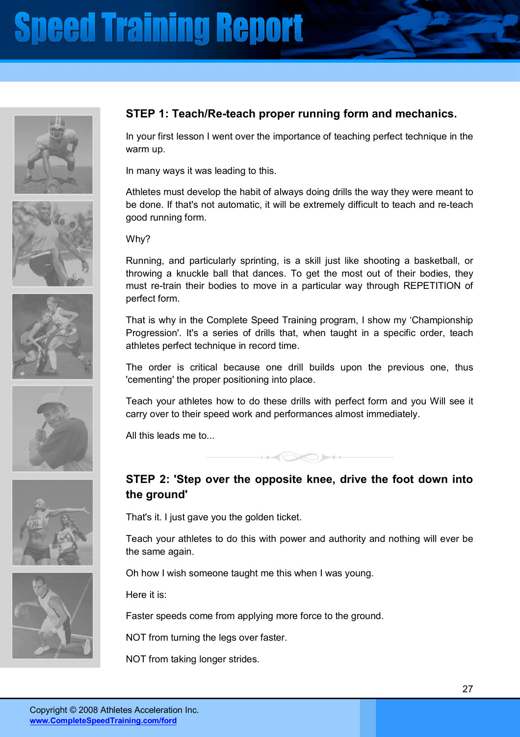## STEP 1: Teach/Re-teach proper running form and mechanics.

In your first lesson I went over the importance of teaching perfect technique in the warm up.

In many ways it was leading to this.

Athletes must develop the habit of always doing drills the way they were meant to be done. If that's not automatic, it will be extremely difficult to teach and re-teach good running form.

Why?

Running, and particularly sprinting, is a skill just like shooting a basketball, or throwing a knuckle ball that dances. To get the most out of their bodies, they must re-train their bodies to move in a particular way through REPETITION of perfect form.

That is why in the Complete Speed Training program, I show my 'Championship Progression'. It's a series of drills that, when taught in a specific order, teach athletes perfect technique in record time.

The order is critical because one drill builds upon the previous one, thus 'cementing' the proper positioning into place.

Teach your athletes how to do these drills with perfect form and you Will see it carry over to their speed work and performances almost immediately.

All this leads me to...

## STEP 2: 'Step over the opposite knee, drive the foot down into the ground'

That's it. I just gave you the golden ticket.

Teach your athletes to do this with power and authority and nothing will ever be the same again.

Oh how I wish someone taught me this when I was young.

Here it is:

Faster speeds come from applying more force to the ground.

NOT from turning the legs over faster.

NOT from taking longer strides.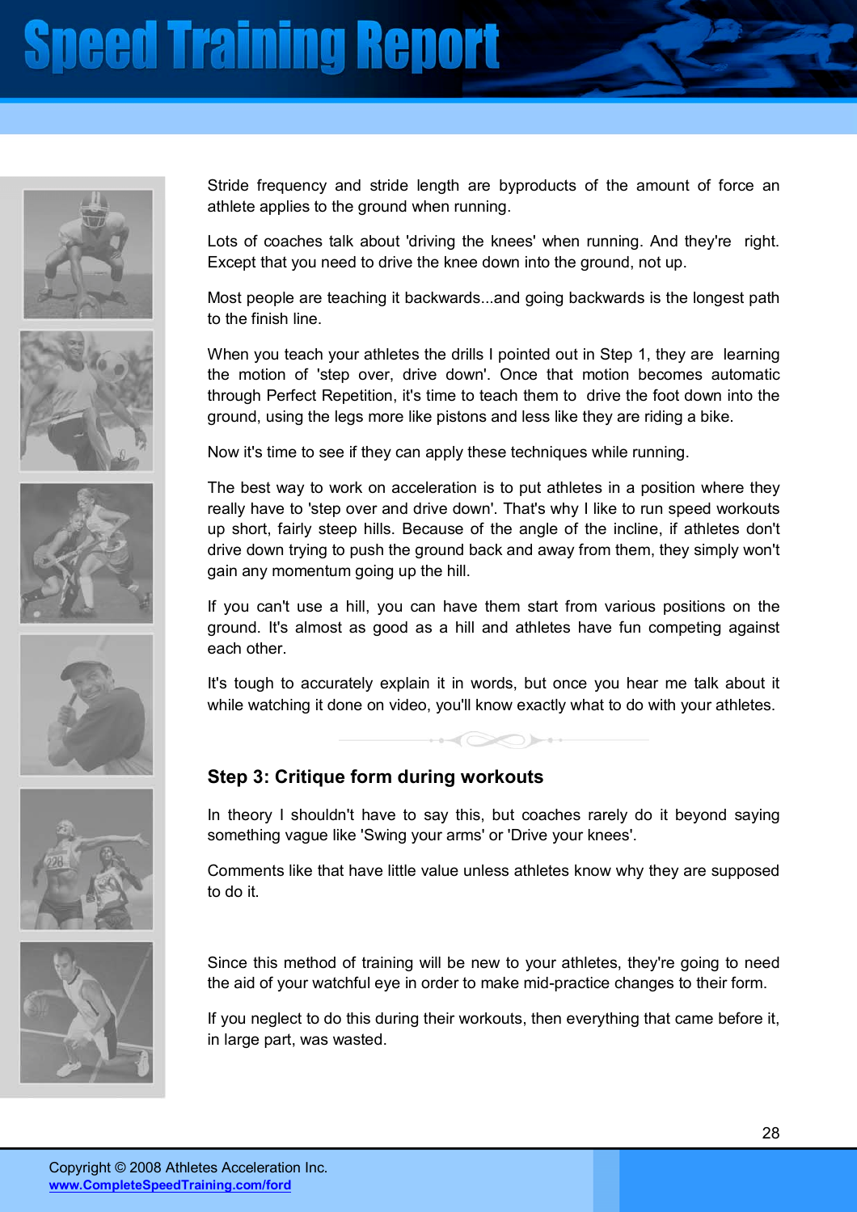Stride frequency and stride length are byproducts of the amount of force an athlete applies to the ground when running.

Lots of coaches talk about 'driving the knees' when running. And they're right. Except that you need to drive the knee down into the ground, not up.

Most people are teaching it backwards...and going backwards is the longest path to the finish line.

When you teach your athletes the drills I pointed out in Step 1, they are learning the motion of 'step over, drive down'. Once that motion becomes automatic through Perfect Repetition, it's time to teach them to drive the foot down into the ground, using the legs more like pistons and less like they are riding a bike.

Now it's time to see if they can apply these techniques while running.

The best way to work on acceleration is to put athletes in a position where they really have to 'step over and drive down'. That's why I like to run speed workouts up short, fairly steep hills. Because of the angle of the incline, if athletes don't drive down trying to push the ground back and away from them, they simply won't gain any momentum going up the hill.

If you can't use a hill, you can have them start from various positions on the ground. It's almost as good as a hill and athletes have fun competing against each other.

It's tough to accurately explain it in words, but once you hear me talk about it while watching it done on video, you'll know exactly what to do with your athletes.

### Step 3: Critique form during workouts

In theory I shouldn't have to say this, but coaches rarely do it beyond saying something vague like 'Swing your arms' or 'Drive your knees'.

Comments like that have little value unless athletes know why they are supposed to do it.

Since this method of training will be new to your athletes, they're going to need the aid of your watchful eye in order to make mid-practice changes to their form.

If you neglect to do this during their workouts, then everything that came before it, in large part, was wasted.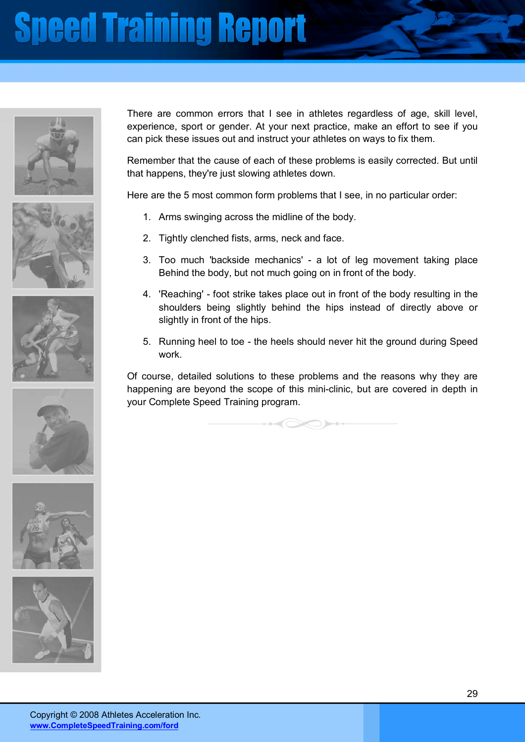There are common errors that I see in athletes regardless of age, skill level, experience, sport or gender. At your next practice, make an effort to see if you can pick these issues out and instruct your athletes on ways to fix them.

Remember that the cause of each of these problems is easily corrected. But until that happens, they're just slowing athletes down.

Here are the 5 most common form problems that I see, in no particular order:

1. Arms swinging across the midline of the body.
2. Tightly clenched fists, arms, neck and face.
3. Too much 'backside mechanics' - a lot of leg movement taking place Behind the body, but not much going on in front of the body.
4. 'Reaching' - foot strike takes place out in front of the body resulting in the shoulders being slightly behind the hips instead of directly above or slightly in front of the hips.
5. Running heel to toe - the heels should never hit the ground during Speed work.

Of course, detailed solutions to these problems and the reasons why they are happening are beyond the scope of this mini-clinic, but are covered in depth in your Complete Speed Training program.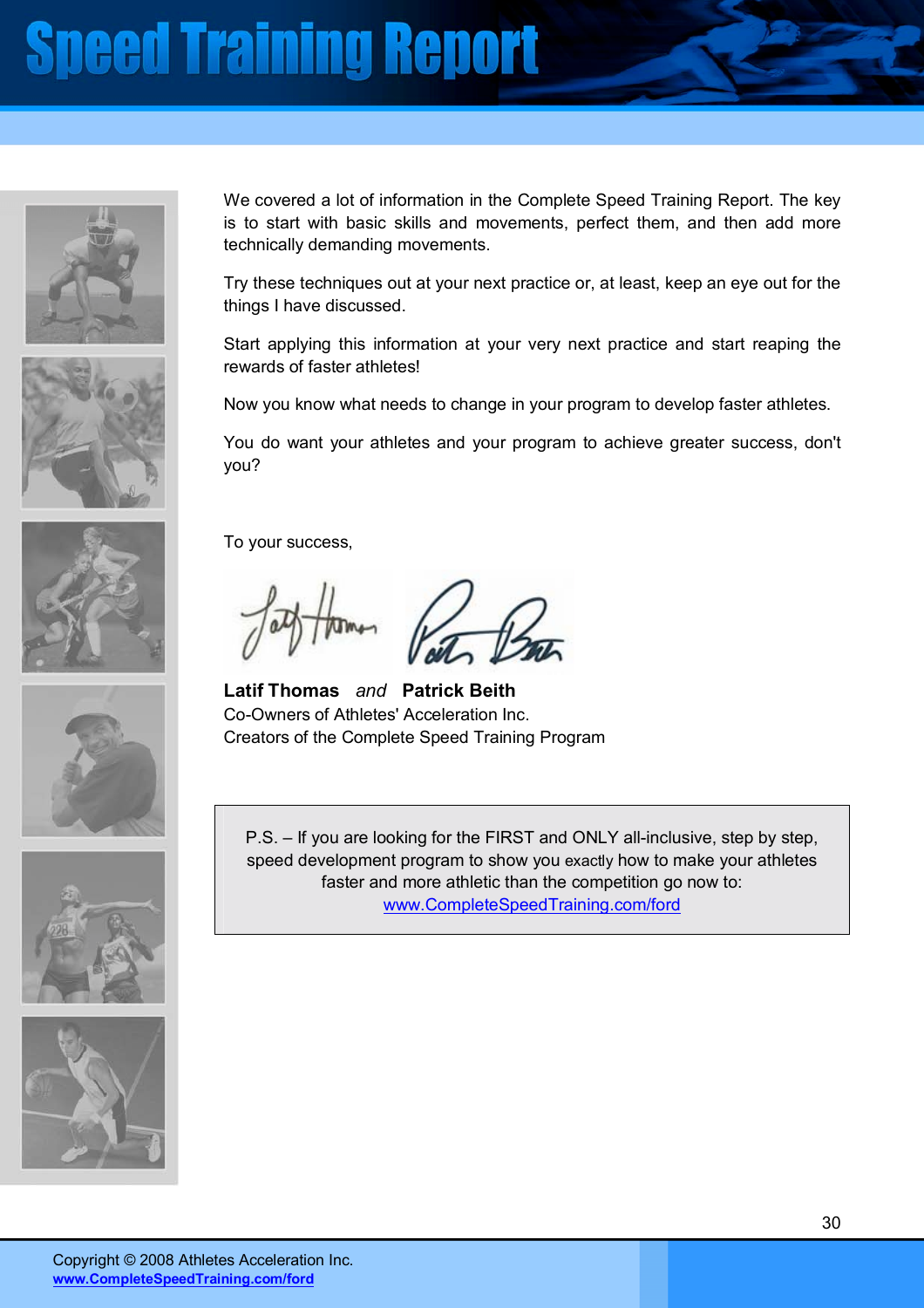We covered a lot of information in the Complete Speed Training Report. The key is to start with basic skills and movements, perfect them, and then add more technically demanding movements.

Try these techniques out at your next practice or, at least, keep an eye out for the things I have discussed.

Start applying this information at your very next practice and start reaping the rewards of faster athletes!

Now you know what needs to change in your program to develop faster athletes.

You do want your athletes and your program to achieve greater success, don't you?

To your success,

**Latif Thomas** *and* **Patrick Beith**
Co-Owners of Athletes' Acceleration Inc.
Creators of the Complete Speed Training Program

> P.S. – If you are looking for the FIRST and ONLY all-inclusive, step by step, speed development program to show you exactly how to make your athletes faster and more athletic than the competition go now to:
> www.CompleteSpeedTraining.com/ford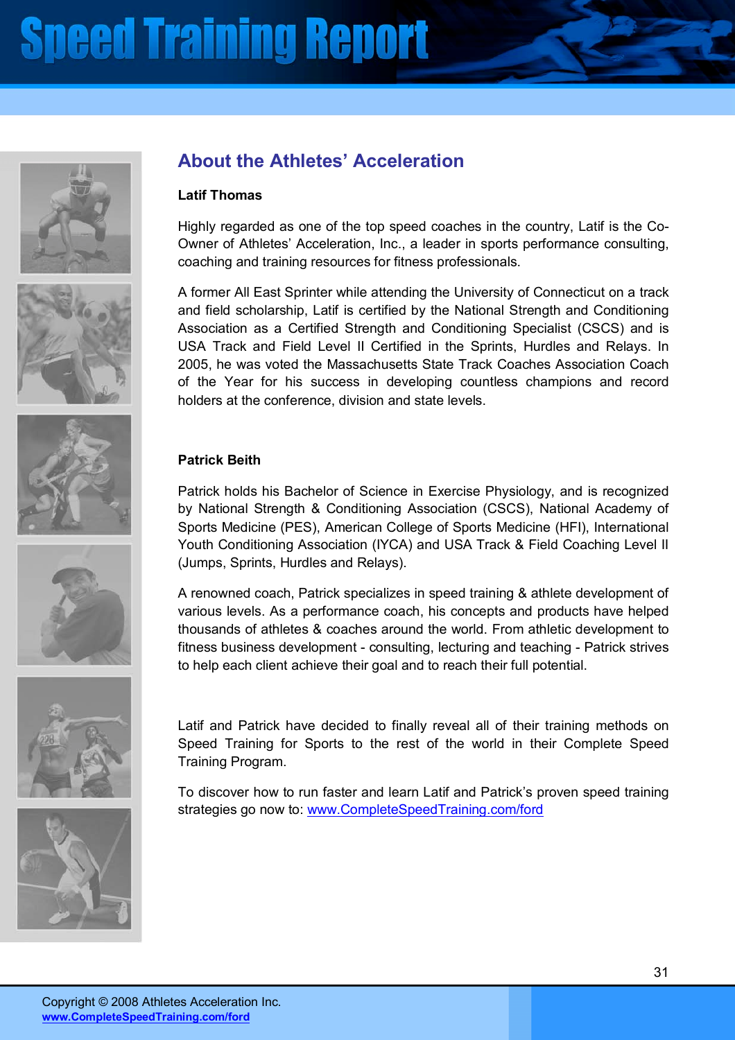## About the Athletes' Acceleration

**Latif Thomas**

Highly regarded as one of the top speed coaches in the country, Latif is the Co-Owner of Athletes' Acceleration, Inc., a leader in sports performance consulting, coaching and training resources for fitness professionals.

A former All East Sprinter while attending the University of Connecticut on a track and field scholarship, Latif is certified by the National Strength and Conditioning Association as a Certified Strength and Conditioning Specialist (CSCS) and is USA Track and Field Level II Certified in the Sprints, Hurdles and Relays. In 2005, he was voted the Massachusetts State Track Coaches Association Coach of the Year for his success in developing countless champions and record holders at the conference, division and state levels.

**Patrick Beith**

Patrick holds his Bachelor of Science in Exercise Physiology, and is recognized by National Strength & Conditioning Association (CSCS), National Academy of Sports Medicine (PES), American College of Sports Medicine (HFI), International Youth Conditioning Association (IYCA) and USA Track & Field Coaching Level II (Jumps, Sprints, Hurdles and Relays).

A renowned coach, Patrick specializes in speed training & athlete development of various levels. As a performance coach, his concepts and products have helped thousands of athletes & coaches around the world. From athletic development to fitness business development - consulting, lecturing and teaching - Patrick strives to help each client achieve their goal and to reach their full potential.

Latif and Patrick have decided to finally reveal all of their training methods on Speed Training for Sports to the rest of the world in their Complete Speed Training Program.

To discover how to run faster and learn Latif and Patrick's proven speed training strategies go now to: www.CompleteSpeedTraining.com/ford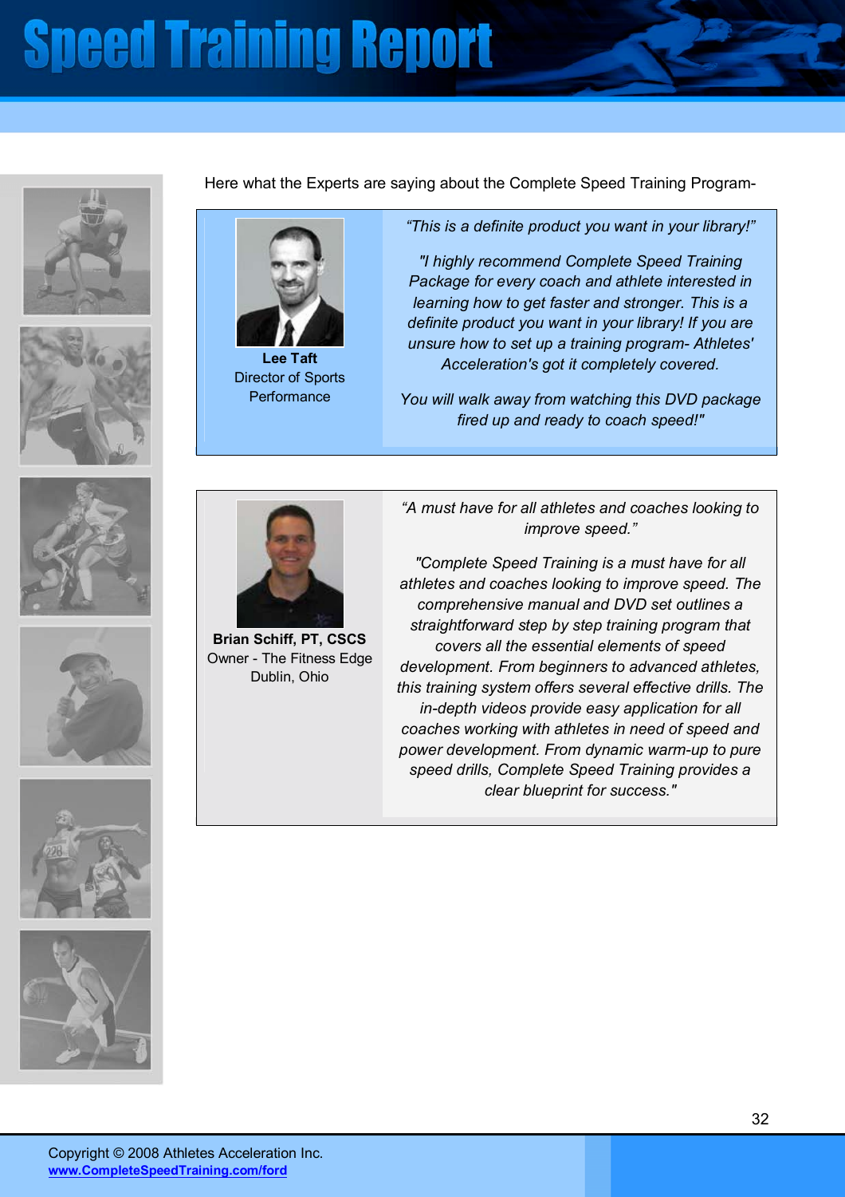Here what the Experts are saying about the Complete Speed Training Program-

**Lee Taft**
Director of Sports Performance

*"This is a definite product you want in your library!"*

*"I highly recommend Complete Speed Training Package for every coach and athlete interested in learning how to get faster and stronger. This is a definite product you want in your library! If you are unsure how to set up a training program- Athletes' Acceleration's got it completely covered.*

*You will walk away from watching this DVD package fired up and ready to coach speed!"*

**Brian Schiff, PT, CSCS**
Owner - The Fitness Edge
Dublin, Ohio

*"A must have for all athletes and coaches looking to improve speed."*

*"Complete Speed Training is a must have for all athletes and coaches looking to improve speed. The comprehensive manual and DVD set outlines a straightforward step by step training program that covers all the essential elements of speed development. From beginners to advanced athletes, this training system offers several effective drills. The in-depth videos provide easy application for all coaches working with athletes in need of speed and power development. From dynamic warm-up to pure speed drills, Complete Speed Training provides a clear blueprint for success."*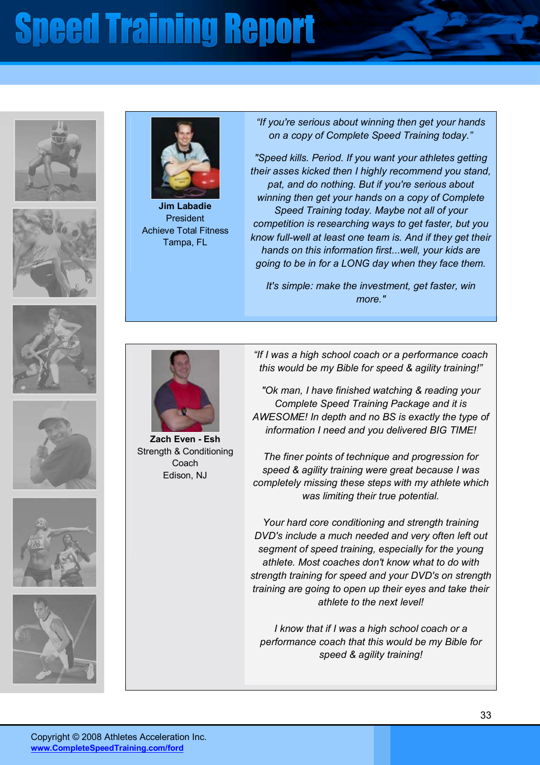**Jim Labadie**
President
Achieve Total Fitness
Tampa, FL

*"If you're serious about winning then get your hands on a copy of Complete Speed Training today."*

*"Speed kills. Period. If you want your athletes getting their asses kicked then I highly recommend you stand, pat, and do nothing. But if you're serious about winning then get your hands on a copy of Complete Speed Training today. Maybe not all of your competition is researching ways to get faster, but you know full-well at least one team is. And if they get their hands on this information first...well, your kids are going to be in for a LONG day when they face them.*

*It's simple: make the investment, get faster, win more."*

---

**Zach Even - Esh**
Strength & Conditioning Coach
Edison, NJ

*"If I was a high school coach or a performance coach this would be my Bible for speed & agility training!"*

*"Ok man, I have finished watching & reading your Complete Speed Training Package and it is AWESOME! In depth and no BS is exactly the type of information I need and you delivered BIG TIME!*

*The finer points of technique and progression for speed & agility training were great because I was completely missing these steps with my athlete which was limiting their true potential.*

*Your hard core conditioning and strength training DVD's include a much needed and very often left out segment of speed training, especially for the young athlete. Most coaches don't know what to do with strength training for speed and your DVD's on strength training are going to open up their eyes and take their athlete to the next level!*

*I know that if I was a high school coach or a performance coach that this would be my Bible for speed & agility training!*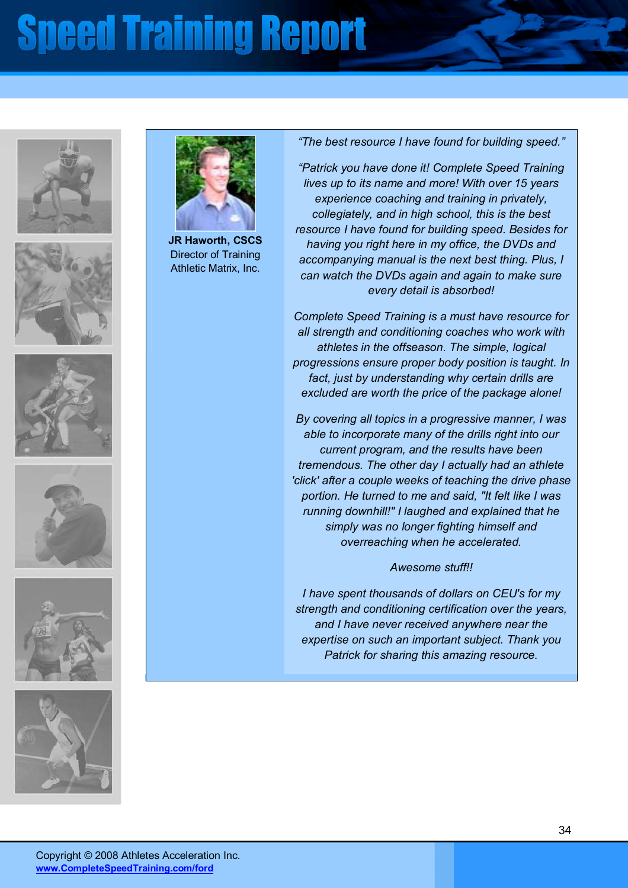**JR Haworth, CSCS**
Director of Training
Athletic Matrix, Inc.

*"The best resource I have found for building speed."*

*"Patrick you have done it! Complete Speed Training lives up to its name and more! With over 15 years experience coaching and training in privately, collegiately, and in high school, this is the best resource I have found for building speed. Besides for having you right here in my office, the DVDs and accompanying manual is the next best thing. Plus, I can watch the DVDs again and again to make sure every detail is absorbed!*

*Complete Speed Training is a must have resource for all strength and conditioning coaches who work with athletes in the offseason. The simple, logical progressions ensure proper body position is taught. In fact, just by understanding why certain drills are excluded are worth the price of the package alone!*

*By covering all topics in a progressive manner, I was able to incorporate many of the drills right into our current program, and the results have been tremendous. The other day I actually had an athlete 'click' after a couple weeks of teaching the drive phase portion. He turned to me and said, "It felt like I was running downhill!" I laughed and explained that he simply was no longer fighting himself and overreaching when he accelerated.*

*Awesome stuff!!*

*I have spent thousands of dollars on CEU's for my strength and conditioning certification over the years, and I have never received anywhere near the expertise on such an important subject. Thank you Patrick for sharing this amazing resource.*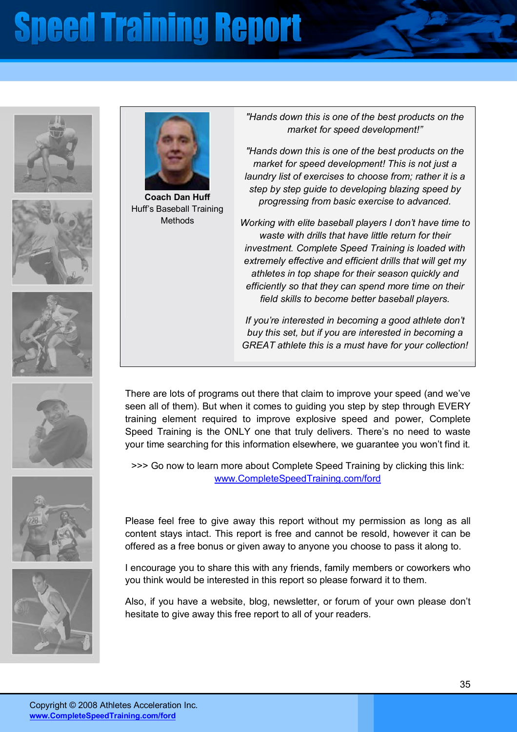**Coach Dan Huff**
Huff's Baseball Training Methods

*"Hands down this is one of the best products on the market for speed development!"*

*"Hands down this is one of the best products on the market for speed development! This is not just a laundry list of exercises to choose from; rather it is a step by step guide to developing blazing speed by progressing from basic exercise to advanced.*

*Working with elite baseball players I don't have time to waste with drills that have little return for their investment. Complete Speed Training is loaded with extremely effective and efficient drills that will get my athletes in top shape for their season quickly and efficiently so that they can spend more time on their field skills to become better baseball players.*

*If you're interested in becoming a good athlete don't buy this set, but if you are interested in becoming a GREAT athlete this is a must have for your collection!*

There are lots of programs out there that claim to improve your speed (and we've seen all of them). But when it comes to guiding you step by step through EVERY training element required to improve explosive speed and power, Complete Speed Training is the ONLY one that truly delivers. There's no need to waste your time searching for this information elsewhere, we guarantee you won't find it.

>>> Go now to learn more about Complete Speed Training by clicking this link: www.CompleteSpeedTraining.com/ford

Please feel free to give away this report without my permission as long as all content stays intact. This report is free and cannot be resold, however it can be offered as a free bonus or given away to anyone you choose to pass it along to.

I encourage you to share this with any friends, family members or coworkers who you think would be interested in this report so please forward it to them.

Also, if you have a website, blog, newsletter, or forum of your own please don't hesitate to give away this free report to all of your readers.